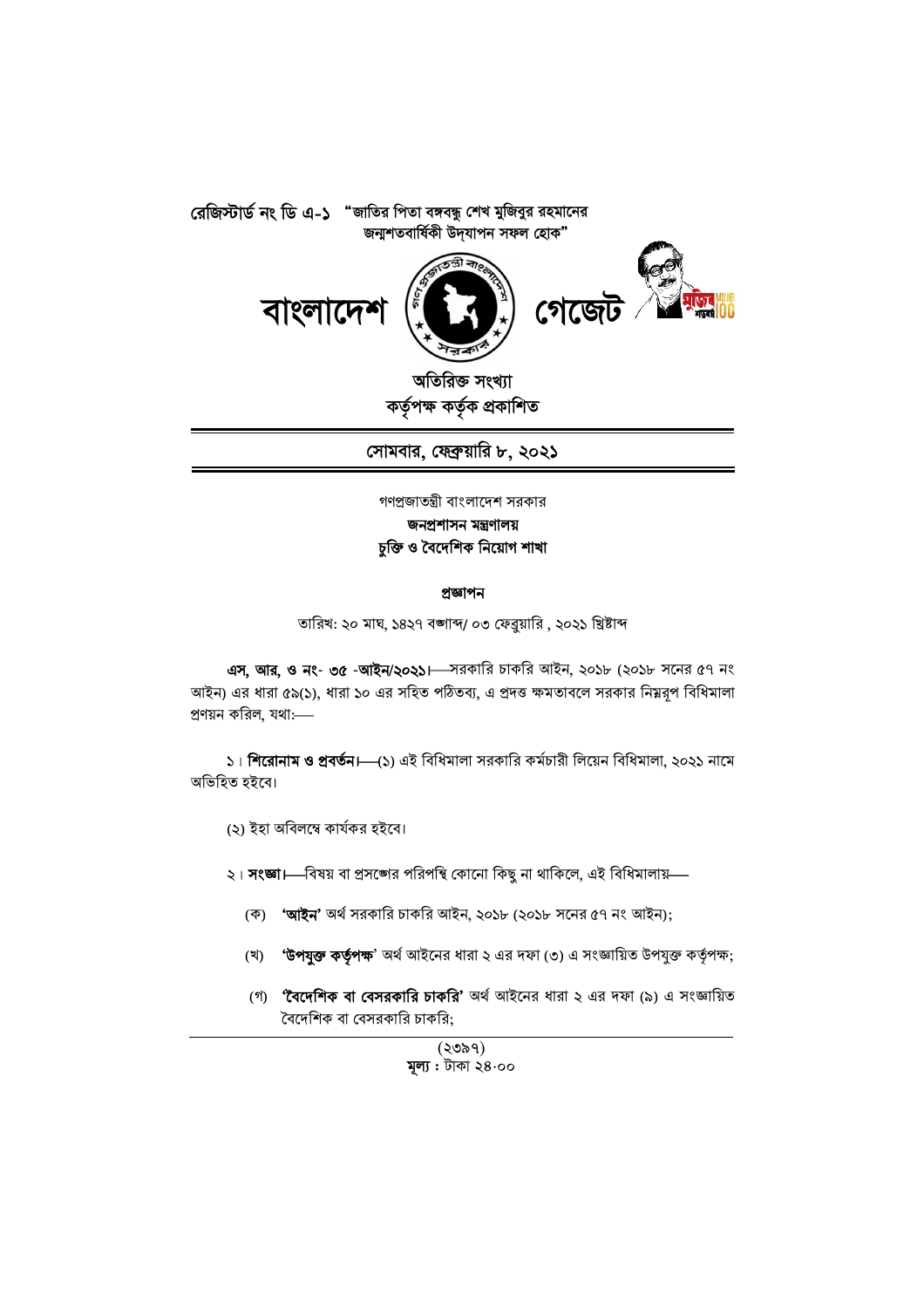রেজিস্টার্ড নং ডি এ-১ "জাতির পিতা বঙ্গবন্ধু শেখ মুজিবুর রহমানের জন্মশতবার্ষিকী উদ্‌যাপন সফল হোক"

# বাংলাদেশ গেজেট

**অতিরিক্ত সংখ্যা**
**কর্তৃপক্ষ কর্তৃক প্রকাশিত**

**সোমবার, ফেব্রুয়ারি ৮, ২০২১**

গণপ্রজাতন্ত্রী বাংলাদেশ সরকার
**জনপ্রশাসন মন্ত্রণালয়**
**চুক্তি ও বৈদেশিক নিয়োগ শাখা**

**প্রজ্ঞাপন**

তারিখ: ২০ মাঘ, ১৪২৭ বঙ্গাব্দ/ ০৩ ফেব্রুয়ারি , ২০২১ খ্রিষ্টাব্দ

**এস, আর, ও নং- ৩৫ -আইন/২০২১।**—সরকারি চাকরি আইন, ২০১৮ (২০১৮ সনের ৫৭ নং আইন) এর ধারা ৫৯(১), ধারা ১০ এর সহিত পঠিতব্য, এ প্রদত্ত ক্ষমতাবলে সরকার নিম্নরূপ বিধিমালা প্রণয়ন করিল, যথা:—

১। **শিরোনাম ও প্রবর্তন।**—(১) এই বিধিমালা সরকারি কর্মচারী লিয়েন বিধিমালা, ২০২১ নামে অভিহিত হইবে।

(২) ইহা অবিলম্বে কার্যকর হইবে।

২। **সংজ্ঞা।**—বিষয় বা প্রসঙ্গের পরিপন্থি কোনো কিছু না থাকিলে, এই বিধিমালায়—

(ক) **'আইন'** অর্থ সরকারি চাকরি আইন, ২০১৮ (২০১৮ সনের ৫৭ নং আইন);

(খ) **'উপযুক্ত কর্তৃপক্ষ'** অর্থ আইনের ধারা ২ এর দফা (৩) এ সংজ্ঞায়িত উপযুক্ত কর্তৃপক্ষ;

(গ) **'বৈদেশিক বা বেসরকারি চাকরি'** অর্থ আইনের ধারা ২ এর দফা (৯) এ সংজ্ঞায়িত বৈদেশিক বা বেসরকারি চাকরি;

(২৩৯৭)
**মূল্য :** টাকা ২৪·০০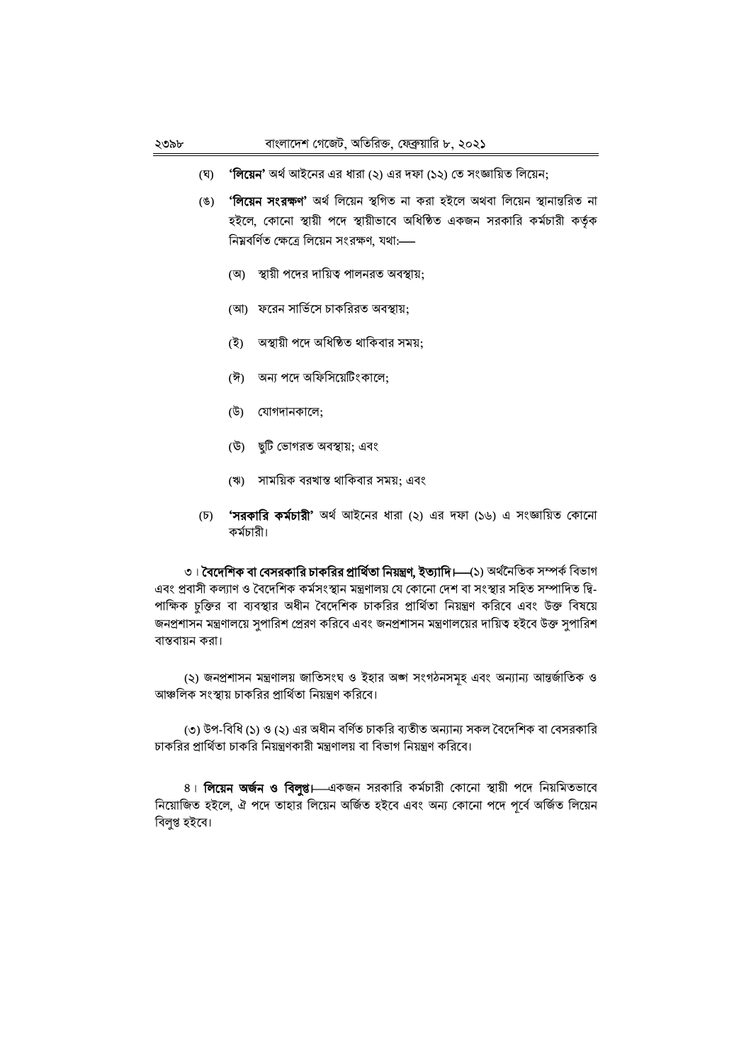(ঘ) **'লিয়েন'** অর্থ আইনের এর ধারা (২) এর দফা (১২) তে সংজ্ঞায়িত লিয়েন;

(ঙ) **'লিয়েন সংরক্ষণ'** অর্থ লিয়েন স্থগিত না করা হইলে অথবা লিয়েন স্থানান্তরিত না হইলে, কোনো স্থায়ী পদে স্থায়ীভাবে অধিষ্ঠিত একজন সরকারি কর্মচারী কর্তৃক নিম্নবর্ণিত ক্ষেত্রে লিয়েন সংরক্ষণ, যথা:—

(অ) স্থায়ী পদের দায়িত্ব পালনরত অবস্থায়;

(আ) ফরেন সার্ভিসে চাকরিরত অবস্থায়;

(ই) অস্থায়ী পদে অধিষ্ঠিত থাকিবার সময়;

(ঈ) অন্য পদে অফিসিয়েটিংকালে;

(উ) যোগদানকালে;

(ঊ) ছুটি ভোগরত অবস্থায়; এবং

(ঋ) সাময়িক বরখাস্ত থাকিবার সময়; এবং

(চ) **'সরকারি কর্মচারী'** অর্থ আইনের ধারা (২) এর দফা (১৬) এ সংজ্ঞায়িত কোনো কর্মচারী।

৩। **বৈদেশিক বা বেসরকারি চাকরির প্রার্থিতা নিয়ন্ত্রণ, ইত্যাদি।**—(১) অর্থনৈতিক সম্পর্ক বিভাগ এবং প্রবাসী কল্যাণ ও বৈদেশিক কর্মসংস্থান মন্ত্রণালয় যে কোনো দেশ বা সংস্থার সহিত সম্পাদিত দ্বি-পাক্ষিক চুক্তির বা ব্যবস্থার অধীন বৈদেশিক চাকরির প্রার্থিতা নিয়ন্ত্রণ করিবে এবং উক্ত বিষয়ে জনপ্রশাসন মন্ত্রণালয়ে সুপারিশ প্রেরণ করিবে এবং জনপ্রশাসন মন্ত্রণালয়ের দায়িত্ব হইবে উক্ত সুপারিশ বাস্তবায়ন করা।

(২) জনপ্রশাসন মন্ত্রণালয় জাতিসংঘ ও ইহার অঙ্গ সংগঠনসমূহ এবং অন্যান্য আন্তর্জাতিক ও আঞ্চলিক সংস্থায় চাকরির প্রার্থিতা নিয়ন্ত্রণ করিবে।

(৩) উপ-বিধি (১) ও (২) এর অধীন বর্ণিত চাকরি ব্যতীত অন্যান্য সকল বৈদেশিক বা বেসরকারি চাকরির প্রার্থিতা চাকরি নিয়ন্ত্রণকারী মন্ত্রণালয় বা বিভাগ নিয়ন্ত্রণ করিবে।

৪। **লিয়েন অর্জন ও বিলুপ্ত।**—একজন সরকারি কর্মচারী কোনো স্থায়ী পদে নিয়মিতভাবে নিয়োজিত হইলে, ঐ পদে তাহার লিয়েন অর্জিত হইবে এবং অন্য কোনো পদে পূর্বে অর্জিত লিয়েন বিলুপ্ত হইবে।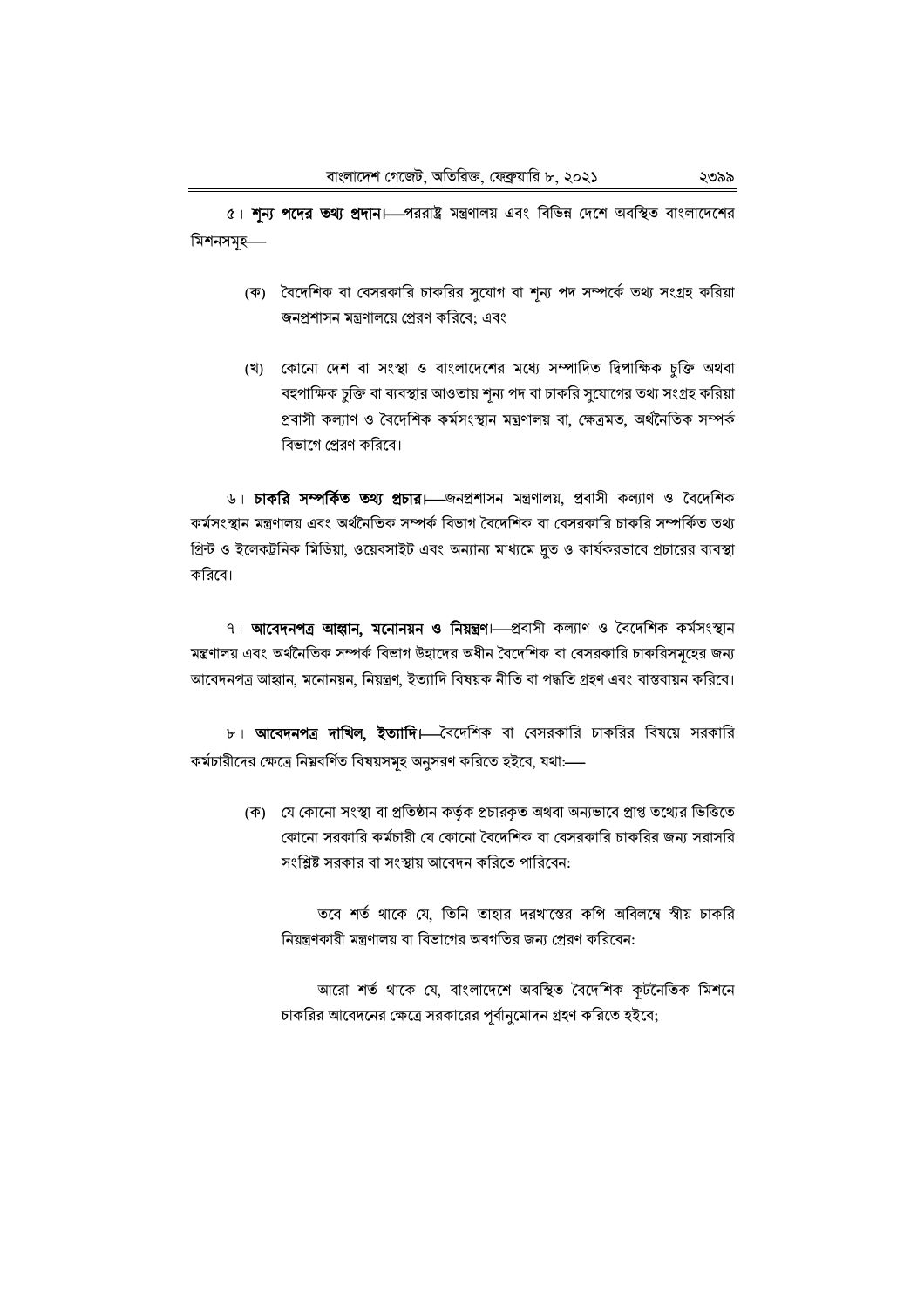৫। **শূন্য পদের তথ্য প্রদান।**―পররাষ্ট্র মন্ত্রণালয় এবং বিভিন্ন দেশে অবস্থিত বাংলাদেশের মিশনসমূহ―

(ক) বৈদেশিক বা বেসরকারি চাকরির সুযোগ বা শূন্য পদ সম্পর্কে তথ্য সংগ্রহ করিয়া জনপ্রশাসন মন্ত্রণালয়ে প্রেরণ করিবে; এবং

(খ) কোনো দেশ বা সংস্থা ও বাংলাদেশের মধ্যে সম্পাদিত দ্বিপাক্ষিক চুক্তি অথবা বহুপাক্ষিক চুক্তি বা ব্যবস্থার আওতায় শূন্য পদ বা চাকরি সুযোগের তথ্য সংগ্রহ করিয়া প্রবাসী কল্যাণ ও বৈদেশিক কর্মসংস্থান মন্ত্রণালয় বা, ক্ষেত্রমত, অর্থনৈতিক সম্পর্ক বিভাগে প্রেরণ করিবে।

৬। **চাকরি সম্পর্কিত তথ্য প্রচার।**―জনপ্রশাসন মন্ত্রণালয়, প্রবাসী কল্যাণ ও বৈদেশিক কর্মসংস্থান মন্ত্রণালয় এবং অর্থনৈতিক সম্পর্ক বিভাগ বৈদেশিক বা বেসরকারি চাকরি সম্পর্কিত তথ্য প্রিন্ট ও ইলেকট্রনিক মিডিয়া, ওয়েবসাইট এবং অন্যান্য মাধ্যমে দ্রুত ও কার্যকরভাবে প্রচারের ব্যবস্থা করিবে।

৭। **আবেদনপত্র আহ্বান, মনোনয়ন ও নিয়ন্ত্রণ।**―প্রবাসী কল্যাণ ও বৈদেশিক কর্মসংস্থান মন্ত্রণালয় এবং অর্থনৈতিক সম্পর্ক বিভাগ উহাদের অধীন বৈদেশিক বা বেসরকারি চাকরিসমূহের জন্য আবেদনপত্র আহ্বান, মনোনয়ন, নিয়ন্ত্রণ, ইত্যাদি বিষয়ক নীতি বা পদ্ধতি গ্রহণ এবং বাস্তবায়ন করিবে।

৮। **আবেদনপত্র দাখিল, ইত্যাদি।**―বৈদেশিক বা বেসরকারি চাকরির বিষয়ে সরকারি কর্মচারীদের ক্ষেত্রে নিম্নবর্ণিত বিষয়সমূহ অনুসরণ করিতে হইবে, যথা:―

(ক) যে কোনো সংস্থা বা প্রতিষ্ঠান কর্তৃক প্রচারকৃত অথবা অন্যভাবে প্রাপ্ত তথ্যের ভিত্তিতে কোনো সরকারি কর্মচারী যে কোনো বৈদেশিক বা বেসরকারি চাকরির জন্য সরাসরি সংশ্লিষ্ট সরকার বা সংস্থায় আবেদন করিতে পারিবেন:

তবে শর্ত থাকে যে, তিনি তাহার দরখাস্তের কপি অবিলম্বে স্বীয় চাকরি নিয়ন্ত্রণকারী মন্ত্রণালয় বা বিভাগের অবগতির জন্য প্রেরণ করিবেন:

আরো শর্ত থাকে যে, বাংলাদেশে অবস্থিত বৈদেশিক কূটনৈতিক মিশনে চাকরির আবেদনের ক্ষেত্রে সরকারের পূর্বানুমোদন গ্রহণ করিতে হইবে;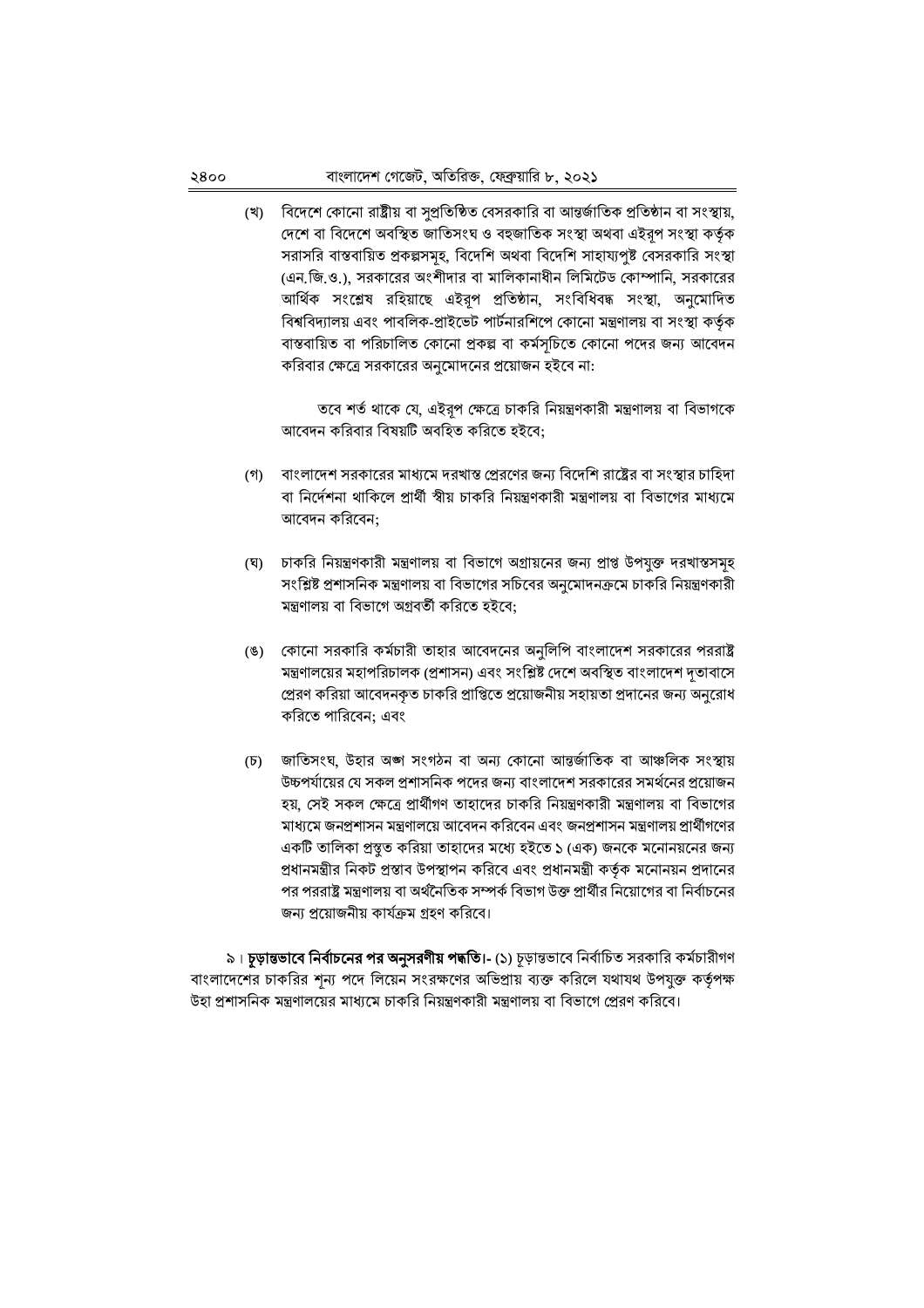(খ) বিদেশে কোনো রাষ্ট্রীয় বা সুপ্রতিষ্ঠিত বেসরকারি বা আন্তর্জাতিক প্রতিষ্ঠান বা সংস্থায়, দেশে বা বিদেশে অবস্থিত জাতিসংঘ ও বহুজাতিক সংস্থা অথবা এইরূপ সংস্থা কর্তৃক সরাসরি বাস্তবায়িত প্রকল্পসমূহ, বিদেশি অথবা বিদেশি সাহায্যপুষ্ট বেসরকারি সংস্থা (এন.জি.ও.), সরকারের অংশীদার বা মালিকানাধীন লিমিটেড কোম্পানি, সরকারের আর্থিক সংশ্লেষ রহিয়াছে এইরূপ প্রতিষ্ঠান, সংবিধিবদ্ধ সংস্থা, অনুমোদিত বিশ্ববিদ্যালয় এবং পাবলিক-প্রাইভেট পার্টনারশিপে কোনো মন্ত্রণালয় বা সংস্থা কর্তৃক বাস্তবায়িত বা পরিচালিত কোনো প্রকল্প বা কর্মসূচিতে কোনো পদের জন্য আবেদন করিবার ক্ষেত্রে সরকারের অনুমোদনের প্রয়োজন হইবে না:

তবে শর্ত থাকে যে, এইরূপ ক্ষেত্রে চাকরি নিয়ন্ত্রণকারী মন্ত্রণালয় বা বিভাগকে আবেদন করিবার বিষয়টি অবহিত করিতে হইবে;

(গ) বাংলাদেশ সরকারের মাধ্যমে দরখাস্ত প্রেরণের জন্য বিদেশি রাষ্ট্রের বা সংস্থার চাহিদা বা নির্দেশনা থাকিলে প্রার্থী স্বীয় চাকরি নিয়ন্ত্রণকারী মন্ত্রণালয় বা বিভাগের মাধ্যমে আবেদন করিবেন;

(ঘ) চাকরি নিয়ন্ত্রণকারী মন্ত্রণালয় বা বিভাগে অগ্রায়নের জন্য প্রাপ্ত উপযুক্ত দরখাস্তসমূহ সংশ্লিষ্ট প্রশাসনিক মন্ত্রণালয় বা বিভাগের সচিবের অনুমোদনক্রমে চাকরি নিয়ন্ত্রণকারী মন্ত্রণালয় বা বিভাগে অগ্রবর্তী করিতে হইবে;

(ঙ) কোনো সরকারি কর্মচারী তাহার আবেদনের অনুলিপি বাংলাদেশ সরকারের পররাষ্ট্র মন্ত্রণালয়ের মহাপরিচালক (প্রশাসন) এবং সংশ্লিষ্ট দেশে অবস্থিত বাংলাদেশ দূতাবাসে প্রেরণ করিয়া আবেদনকৃত চাকরি প্রাপ্তিতে প্রয়োজনীয় সহায়তা প্রদানের জন্য অনুরোধ করিতে পারিবেন; এবং

(চ) জাতিসংঘ, উহার অঙ্গ সংগঠন বা অন্য কোনো আন্তর্জাতিক বা আঞ্চলিক সংস্থায় উচ্চপর্যায়ের যে সকল প্রশাসনিক পদের জন্য বাংলাদেশ সরকারের সমর্থনের প্রয়োজন হয়, সেই সকল ক্ষেত্রে প্রার্থীগণ তাহাদের চাকরি নিয়ন্ত্রণকারী মন্ত্রণালয় বা বিভাগের মাধ্যমে জনপ্রশাসন মন্ত্রণালয়ে আবেদন করিবেন এবং জনপ্রশাসন মন্ত্রণালয় প্রার্থীগণের একটি তালিকা প্রস্তুত করিয়া তাহাদের মধ্যে হইতে ১ (এক) জনকে মনোনয়নের জন্য প্রধানমন্ত্রীর নিকট প্রস্তাব উপস্থাপন করিবে এবং প্রধানমন্ত্রী কর্তৃক মনোনয়ন প্রদানের পর পররাষ্ট্র মন্ত্রণালয় বা অর্থনৈতিক সম্পর্ক বিভাগ উক্ত প্রার্থীর নিয়োগের বা নির্বাচনের জন্য প্রয়োজনীয় কার্যক্রম গ্রহণ করিবে।

৯। **চূড়ান্তভাবে নির্বাচনের পর অনুসরণীয় পদ্ধতি।-** (১) চূড়ান্তভাবে নির্বাচিত সরকারি কর্মচারীগণ বাংলাদেশের চাকরির শূন্য পদে লিয়েন সংরক্ষণের অভিপ্রায় ব্যক্ত করিলে যথাযথ উপযুক্ত কর্তৃপক্ষ উহা প্রশাসনিক মন্ত্রণালয়ের মাধ্যমে চাকরি নিয়ন্ত্রণকারী মন্ত্রণালয় বা বিভাগে প্রেরণ করিবে।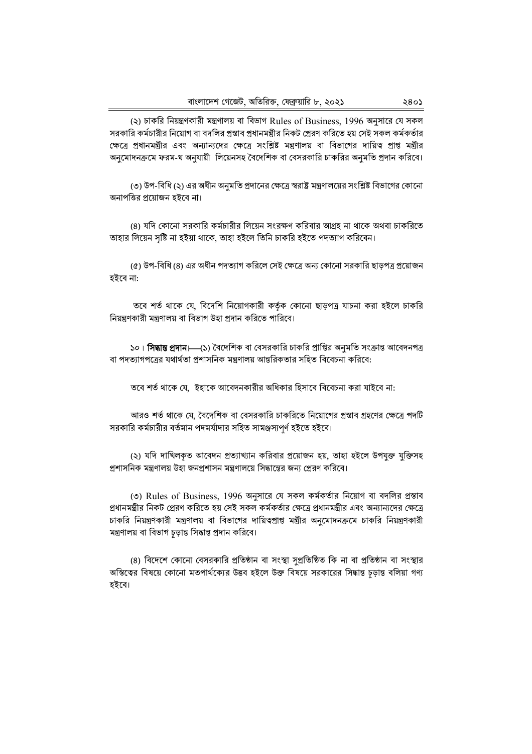(২) চাকরি নিয়ন্ত্রণকারী মন্ত্রণালয় বা বিভাগ Rules of Business, 1996 অনুসারে যে সকল সরকারি কর্মচারীর নিয়োগ বা বদলির প্রস্তাব প্রধানমন্ত্রীর নিকট প্রেরণ করিতে হয় সেই সকল কর্মকর্তার ক্ষেত্রে প্রধানমন্ত্রীর এবং অন্যান্যদের ক্ষেত্রে সংশ্লিষ্ট মন্ত্রণালয় বা বিভাগের দায়িত্ব প্রাপ্ত মন্ত্রীর অনুমোদনক্রমে ফরম-ঘ অনুযায়ী লিয়েনসহ বৈদেশিক বা বেসরকারি চাকরির অনুমতি প্রদান করিবে।

(৩) উপ-বিধি (২) এর অধীন অনুমতি প্রদানের ক্ষেত্রে স্বরাষ্ট্র মন্ত্রণালয়ের সংশ্লিষ্ট বিভাগের কোনো অনাপত্তির প্রয়োজন হইবে না।

(৪) যদি কোনো সরকারি কর্মচারীর লিয়েন সংরক্ষণ করিবার আগ্রহ না থাকে অথবা চাকরিতে তাহার লিয়েন সৃষ্টি না হইয়া থাকে, তাহা হইলে তিনি চাকরি হইতে পদত্যাগ করিবেন।

(৫) উপ-বিধি (৪) এর অধীন পদত্যাগ করিলে সেই ক্ষেত্রে অন্য কোনো সরকারি ছাড়পত্র প্রয়োজন হইবে না:

তবে শর্ত থাকে যে, বিদেশি নিয়োগকারী কর্তৃক কোনো ছাড়পত্র যাচনা করা হইলে চাকরি নিয়ন্ত্রণকারী মন্ত্রণালয় বা বিভাগ উহা প্রদান করিতে পারিবে।

১০। **সিদ্ধান্ত প্রদান।**—(১) বৈদেশিক বা বেসরকারি চাকরি প্রাপ্তির অনুমতি সংক্রান্ত আবেদনপত্র বা পদত্যাগপত্রের যথার্থতা প্রশাসনিক মন্ত্রণালয় আন্তরিকতার সহিত বিবেচনা করিবে:

তবে শর্ত থাকে যে, ইহাকে আবেদনকারীর অধিকার হিসাবে বিবেচনা করা যাইবে না:

আরও শর্ত থাকে যে, বৈদেশিক বা বেসরকারি চাকরিতে নিয়োগের প্রস্তাব গ্রহণের ক্ষেত্রে পদটি সরকারি কর্মচারীর বর্তমান পদমর্যাদার সহিত সামঞ্জস্যপূর্ণ হইতে হইবে।

(২) যদি দাখিলকৃত আবেদন প্রত্যাখ্যান করিবার প্রয়োজন হয়, তাহা হইলে উপযুক্ত যুক্তিসহ প্রশাসনিক মন্ত্রণালয় উহা জনপ্রশাসন মন্ত্রণালয়ে সিদ্ধান্তের জন্য প্রেরণ করিবে।

(৩) Rules of Business, 1996 অনুসারে যে সকল কর্মকর্তার নিয়োগ বা বদলির প্রস্তাব প্রধানমন্ত্রীর নিকট প্রেরণ করিতে হয় সেই সকল কর্মকর্তার ক্ষেত্রে প্রধানমন্ত্রীর এবং অন্যান্যদের ক্ষেত্রে চাকরি নিয়ন্ত্রণকারী মন্ত্রণালয় বা বিভাগের দায়িত্বপ্রাপ্ত মন্ত্রীর অনুমোদনক্রমে চাকরি নিয়ন্ত্রণকারী মন্ত্রণালয় বা বিভাগ চূড়ান্ত সিদ্ধান্ত প্রদান করিবে।

(৪) বিদেশে কোনো বেসরকারি প্রতিষ্ঠান বা সংস্থা সুপ্রতিষ্ঠিত কি না বা প্রতিষ্ঠান বা সংস্থার অস্তিত্বের বিষয়ে কোনো মতপার্থক্যের উদ্ভব হইলে উক্ত বিষয়ে সরকারের সিদ্ধান্ত চূড়ান্ত বলিয়া গণ্য হইবে।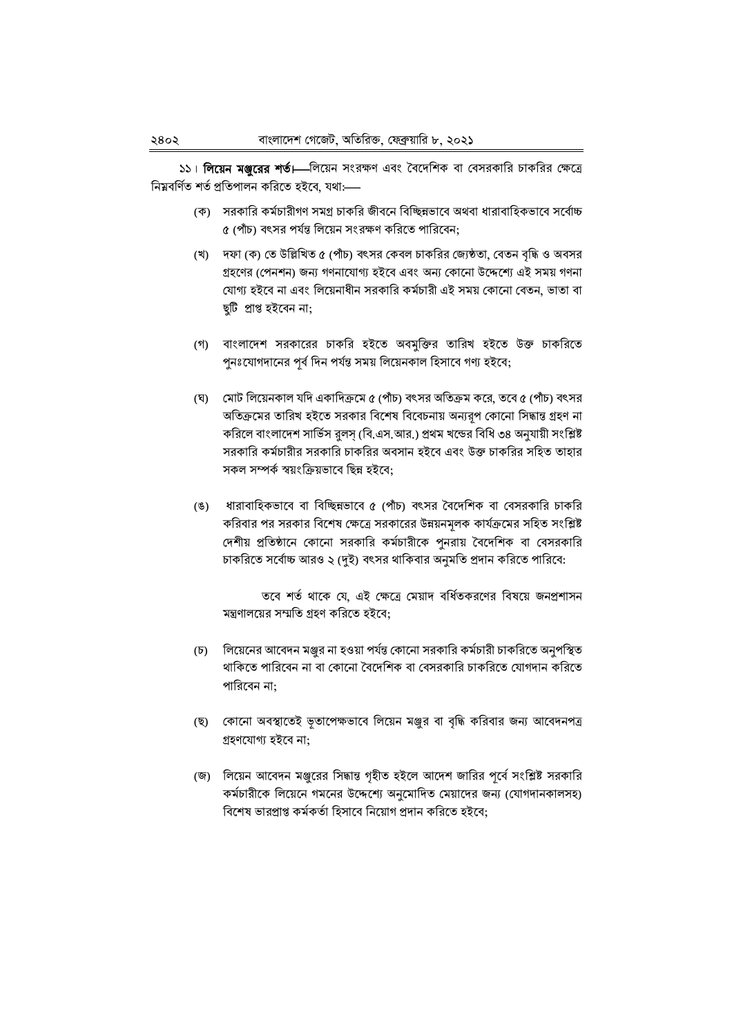১১। **লিয়েন মঞ্জুরের শর্ত।**—লিয়েন সংরক্ষণ এবং বৈদেশিক বা বেসরকারি চাকরির ক্ষেত্রে নিম্নবর্ণিত শর্ত প্রতিপালন করিতে হইবে, যথা:—

(ক) সরকারি কর্মচারীগণ সমগ্র চাকরি জীবনে বিচ্ছিন্নভাবে অথবা ধারাবাহিকভাবে সর্বোচ্চ ৫ (পাঁচ) বৎসর পর্যন্ত লিয়েন সংরক্ষণ করিতে পারিবেন;

(খ) দফা (ক) তে উল্লিখিত ৫ (পাঁচ) বৎসর কেবল চাকরির জ্যেষ্ঠতা, বেতন বৃদ্ধি ও অবসর গ্রহণের (পেনশন) জন্য গণনাযোগ্য হইবে এবং অন্য কোনো উদ্দেশ্যে এই সময় গণনা যোগ্য হইবে না এবং লিয়েনাধীন সরকারি কর্মচারী এই সময় কোনো বেতন, ভাতা বা ছুটি প্রাপ্ত হইবেন না;

(গ) বাংলাদেশ সরকারের চাকরি হইতে অবমুক্তির তারিখ হইতে উক্ত চাকরিতে পুনঃযোগদানের পূর্ব দিন পর্যন্ত সময় লিয়েনকাল হিসাবে গণ্য হইবে;

(ঘ) মোট লিয়েনকাল যদি একাদিক্রমে ৫ (পাঁচ) বৎসর অতিক্রম করে, তবে ৫ (পাঁচ) বৎসর অতিক্রমের তারিখ হইতে সরকার বিশেষ বিবেচনায় অন্যরূপ কোনো সিদ্ধান্ত গ্রহণ না করিলে বাংলাদেশ সার্ভিস রুলস্ (বি.এস.আর.) প্রথম খন্ডের বিধি ৩৪ অনুযায়ী সংশ্লিষ্ট সরকারি কর্মচারীর সরকারি চাকরির অবসান হইবে এবং উক্ত চাকরির সহিত তাহার সকল সম্পর্ক স্বয়ংক্রিয়ভাবে ছিন্ন হইবে;

(ঙ) ধারাবাহিকভাবে বা বিচ্ছিন্নভাবে ৫ (পাঁচ) বৎসর বৈদেশিক বা বেসরকারি চাকরি করিবার পর সরকার বিশেষ ক্ষেত্রে সরকারের উন্নয়নমূলক কার্যক্রমের সহিত সংশ্লিষ্ট দেশীয় প্রতিষ্ঠানে কোনো সরকারি কর্মচারীকে পুনরায় বৈদেশিক বা বেসরকারি চাকরিতে সর্বোচ্চ আরও ২ (দুই) বৎসর থাকিবার অনুমতি প্রদান করিতে পারিবে:

তবে শর্ত থাকে যে, এই ক্ষেত্রে মেয়াদ বর্ধিতকরণের বিষয়ে জনপ্রশাসন মন্ত্রণালয়ের সম্মতি গ্রহণ করিতে হইবে;

(চ) লিয়েনের আবেদন মঞ্জুর না হওয়া পর্যন্ত কোনো সরকারি কর্মচারী চাকরিতে অনুপস্থিত থাকিতে পারিবেন না বা কোনো বৈদেশিক বা বেসরকারি চাকরিতে যোগদান করিতে পারিবেন না;

(ছ) কোনো অবস্থাতেই ভূতাপেক্ষভাবে লিয়েন মঞ্জুর বা বৃদ্ধি করিবার জন্য আবেদনপত্র গ্রহণযোগ্য হইবে না;

(জ) লিয়েন আবেদন মঞ্জুরের সিদ্ধান্ত গৃহীত হইলে আদেশ জারির পূর্বে সংশ্লিষ্ট সরকারি কর্মচারীকে লিয়েনে গমনের উদ্দেশ্যে অনুমোদিত মেয়াদের জন্য (যোগদানকালসহ) বিশেষ ভারপ্রাপ্ত কর্মকর্তা হিসাবে নিয়োগ প্রদান করিতে হইবে;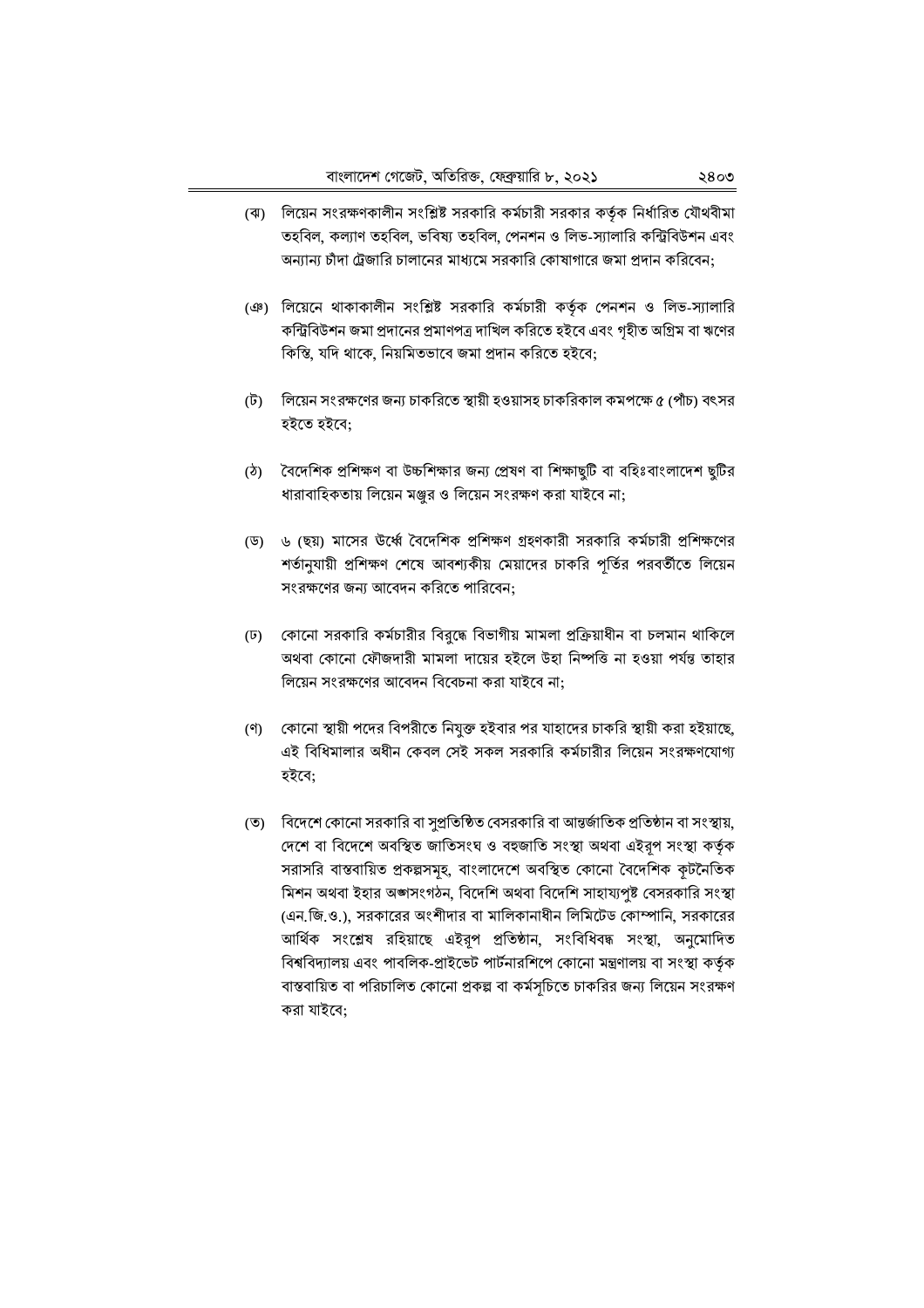(ঝ) লিয়েন সংরক্ষণকালীন সংশ্লিষ্ট সরকারি কর্মচারী সরকার কর্তৃক নির্ধারিত যৌথবীমা তহবিল, কল্যাণ তহবিল, ভবিষ্য তহবিল, পেনশন ও লিভ-স্যালারি কন্ট্রিবিউশন এবং অন্যান্য চাঁদা ট্রেজারি চালানের মাধ্যমে সরকারি কোষাগারে জমা প্রদান করিবেন;

(ঞ) লিয়েনে থাকাকালীন সংশ্লিষ্ট সরকারি কর্মচারী কর্তৃক পেনশন ও লিভ-স্যালারি কন্ট্রিবিউশন জমা প্রদানের প্রমাণপত্র দাখিল করিতে হইবে এবং গৃহীত অগ্রিম বা ঋণের কিস্তি, যদি থাকে, নিয়মিতভাবে জমা প্রদান করিতে হইবে;

(ট) লিয়েন সংরক্ষণের জন্য চাকরিতে স্থায়ী হওয়াসহ চাকরিকাল কমপক্ষে ৫ (পাঁচ) বৎসর হইতে হইবে;

(ঠ) বৈদেশিক প্রশিক্ষণ বা উচ্চশিক্ষার জন্য প্রেষণ বা শিক্ষাছুটি বা বহিঃবাংলাদেশ ছুটির ধারাবাহিকতায় লিয়েন মঞ্জুর ও লিয়েন সংরক্ষণ করা যাইবে না;

(ড) ৬ (ছয়) মাসের ঊর্ধ্বে বৈদেশিক প্রশিক্ষণ গ্রহণকারী সরকারি কর্মচারী প্রশিক্ষণের শর্তানুযায়ী প্রশিক্ষণ শেষে আবশ্যকীয় মেয়াদের চাকরি পূর্তির পরবর্তীতে লিয়েন সংরক্ষণের জন্য আবেদন করিতে পারিবেন;

(ঢ) কোনো সরকারি কর্মচারীর বিরুদ্ধে বিভাগীয় মামলা প্রক্রিয়াধীন বা চলমান থাকিলে অথবা কোনো ফৌজদারী মামলা দায়ের হইলে উহা নিষ্পত্তি না হওয়া পর্যন্ত তাহার লিয়েন সংরক্ষণের আবেদন বিবেচনা করা যাইবে না;

(ণ) কোনো স্থায়ী পদের বিপরীতে নিযুক্ত হইবার পর যাহাদের চাকরি স্থায়ী করা হইয়াছে, এই বিধিমালার অধীন কেবল সেই সকল সরকারি কর্মচারীর লিয়েন সংরক্ষণযোগ্য হইবে;

(ত) বিদেশে কোনো সরকারি বা সুপ্রতিষ্ঠিত বেসরকারি বা আন্তর্জাতিক প্রতিষ্ঠান বা সংস্থায়, দেশে বা বিদেশে অবস্থিত জাতিসংঘ ও বহুজাতি সংস্থা অথবা এইরূপ সংস্থা কর্তৃক সরাসরি বাস্তবায়িত প্রকল্পসমূহ, বাংলাদেশে অবস্থিত কোনো বৈদেশিক কূটনৈতিক মিশন অথবা ইহার অঙ্গসংগঠন, বিদেশি অথবা বিদেশি সাহায্যপুষ্ট বেসরকারি সংস্থা (এন.জি.ও.), সরকারের অংশীদার বা মালিকানাধীন লিমিটেড কোম্পানি, সরকারের আর্থিক সংশ্লেষ রহিয়াছে এইরূপ প্রতিষ্ঠান, সংবিধিবদ্ধ সংস্থা, অনুমোদিত বিশ্ববিদ্যালয় এবং পাবলিক-প্রাইভেট পার্টনারশিপে কোনো মন্ত্রণালয় বা সংস্থা কর্তৃক বাস্তবায়িত বা পরিচালিত কোনো প্রকল্প বা কর্মসূচিতে চাকরির জন্য লিয়েন সংরক্ষণ করা যাইবে;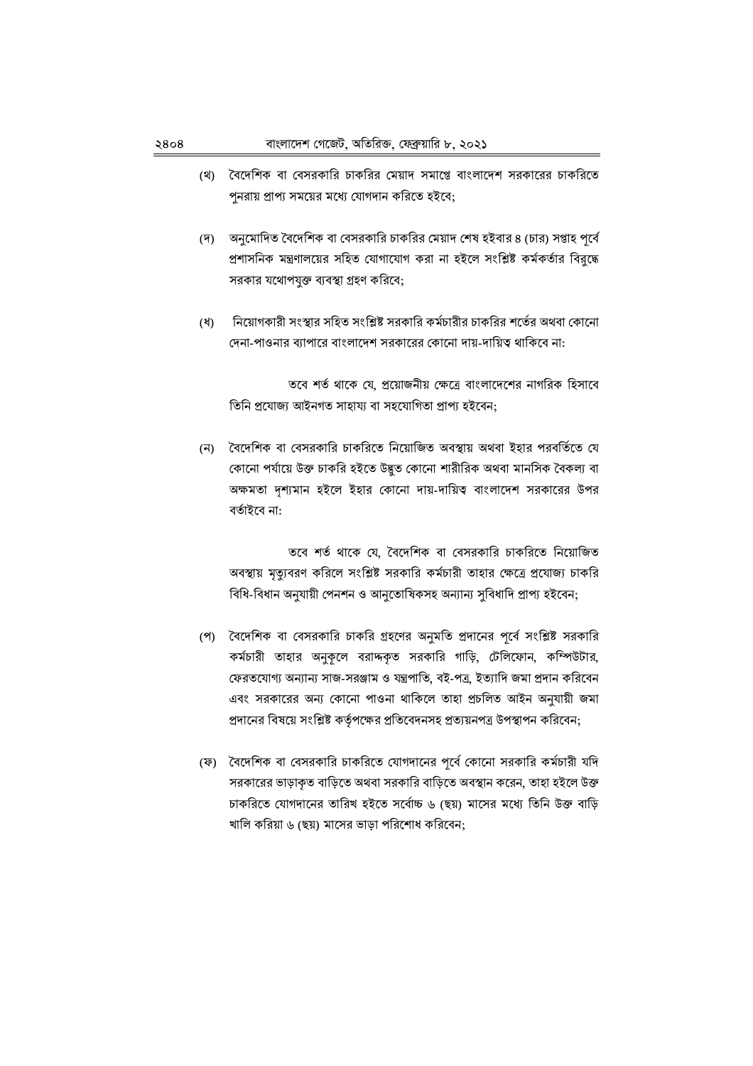(থ) বৈদেশিক বা বেসরকারি চাকরির মেয়াদ সমাপ্তে বাংলাদেশ সরকারের চাকরিতে পুনরায় প্রাপ্য সময়ের মধ্যে যোগদান করিতে হইবে;

(দ) অনুমোদিত বৈদেশিক বা বেসরকারি চাকরির মেয়াদ শেষ হইবার ৪ (চার) সপ্তাহ পূর্বে প্রশাসনিক মন্ত্রণালয়ের সহিত যোগাযোগ করা না হইলে সংশ্লিষ্ট কর্মকর্তার বিরুদ্ধে সরকার যথোপযুক্ত ব্যবস্থা গ্রহণ করিবে;

(ধ) নিয়োগকারী সংস্থার সহিত সংশ্লিষ্ট সরকারি কর্মচারীর চাকরির শর্তের অথবা কোনো দেনা-পাওনার ব্যাপারে বাংলাদেশ সরকারের কোনো দায়-দায়িত্ব থাকিবে না:

তবে শর্ত থাকে যে, প্রয়োজনীয় ক্ষেত্রে বাংলাদেশের নাগরিক হিসাবে তিনি প্রযোজ্য আইনগত সাহায্য বা সহযোগিতা প্রাপ্য হইবেন;

(ন) বৈদেশিক বা বেসরকারি চাকরিতে নিয়োজিত অবস্থায় অথবা ইহার পরবর্তিতে যে কোনো পর্যায়ে উক্ত চাকরি হইতে উদ্ভূত কোনো শারীরিক অথবা মানসিক বৈকল্য বা অক্ষমতা দৃশ্যমান হইলে ইহার কোনো দায়-দায়িত্ব বাংলাদেশ সরকারের উপর বর্তাইবে না:

তবে শর্ত থাকে যে, বৈদেশিক বা বেসরকারি চাকরিতে নিয়োজিত অবস্থায় মৃত্যুবরণ করিলে সংশ্লিষ্ট সরকারি কর্মচারী তাহার ক্ষেত্রে প্রযোজ্য চাকরি বিধি-বিধান অনুযায়ী পেনশন ও আনুতোষিকসহ অন্যান্য সুবিধাদি প্রাপ্য হইবেন;

(প) বৈদেশিক বা বেসরকারি চাকরি গ্রহণের অনুমতি প্রদানের পূর্বে সংশ্লিষ্ট সরকারি কর্মচারী তাহার অনুকূলে বরাদ্দকৃত সরকারি গাড়ি, টেলিফোন, কম্পিউটার, ফেরতযোগ্য অন্যান্য সাজ-সরঞ্জাম ও যন্ত্রপাতি, বই-পত্র, ইত্যাদি জমা প্রদান করিবেন এবং সরকারের অন্য কোনো পাওনা থাকিলে তাহা প্রচলিত আইন অনুযায়ী জমা প্রদানের বিষয়ে সংশ্লিষ্ট কর্তৃপক্ষের প্রতিবেদনসহ প্রত্যয়নপত্র উপস্থাপন করিবেন;

(ফ) বৈদেশিক বা বেসরকারি চাকরিতে যোগদানের পূর্বে কোনো সরকারি কর্মচারী যদি সরকারের ভাড়াকৃত বাড়িতে অথবা সরকারি বাড়িতে অবস্থান করেন, তাহা হইলে উক্ত চাকরিতে যোগদানের তারিখ হইতে সর্বোচ্চ ৬ (ছয়) মাসের মধ্যে তিনি উক্ত বাড়ি খালি করিয়া ৬ (ছয়) মাসের ভাড়া পরিশোধ করিবেন;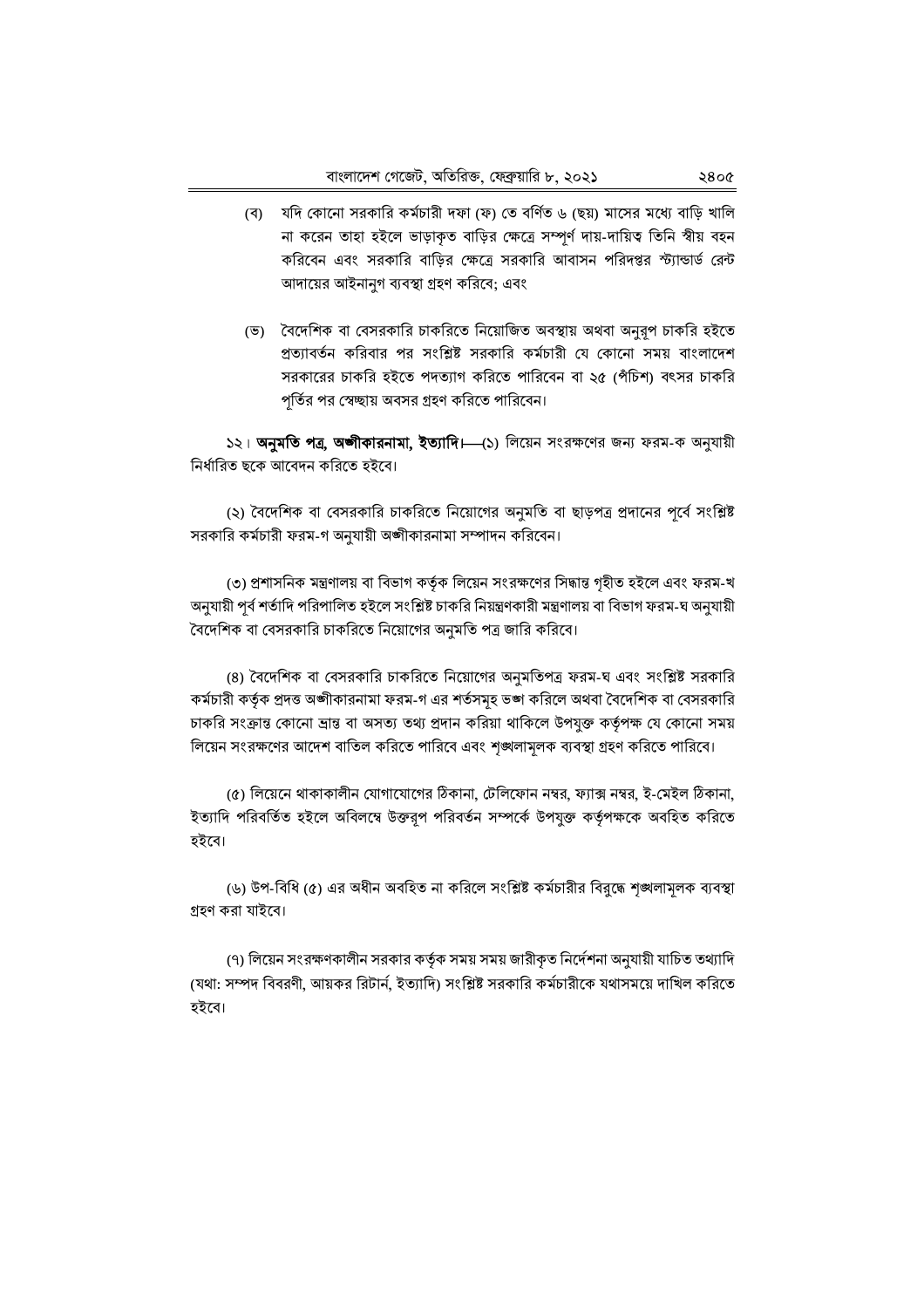(ব) যদি কোনো সরকারি কর্মচারী দফা (ফ) তে বর্ণিত ৬ (ছয়) মাসের মধ্যে বাড়ি খালি না করেন তাহা হইলে ভাড়াকৃত বাড়ির ক্ষেত্রে সম্পূর্ণ দায়-দায়িত্ব তিনি স্বীয় বহন করিবেন এবং সরকারি বাড়ির ক্ষেত্রে সরকারি আবাসন পরিদপ্তর স্ট্যান্ডার্ড রেন্ট আদায়ের আইনানুগ ব্যবস্থা গ্রহণ করিবে; এবং

(ভ) বৈদেশিক বা বেসরকারি চাকরিতে নিয়োজিত অবস্থায় অথবা অনুরূপ চাকরি হইতে প্রত্যাবর্তন করিবার পর সংশ্লিষ্ট সরকারি কর্মচারী যে কোনো সময় বাংলাদেশ সরকারের চাকরি হইতে পদত্যাগ করিতে পারিবেন বা ২৫ (পঁচিশ) বৎসর চাকরি পূর্তির পর স্বেচ্ছায় অবসর গ্রহণ করিতে পারিবেন।

১২। **অনুমতি পত্র, অঙ্গীকারনামা, ইত্যাদি।**—(১) লিয়েন সংরক্ষণের জন্য ফরম-ক অনুযায়ী নির্ধারিত ছকে আবেদন করিতে হইবে।

(২) বৈদেশিক বা বেসরকারি চাকরিতে নিয়োগের অনুমতি বা ছাড়পত্র প্রদানের পূর্বে সংশ্লিষ্ট সরকারি কর্মচারী ফরম-গ অনুযায়ী অঙ্গীকারনামা সম্পাদন করিবেন।

(৩) প্রশাসনিক মন্ত্রণালয় বা বিভাগ কর্তৃক লিয়েন সংরক্ষণের সিদ্ধান্ত গৃহীত হইলে এবং ফরম-খ অনুযায়ী পূর্ব শর্তাদি পরিপালিত হইলে সংশ্লিষ্ট চাকরি নিয়ন্ত্রণকারী মন্ত্রণালয় বা বিভাগ ফরম-ঘ অনুযায়ী বৈদেশিক বা বেসরকারি চাকরিতে নিয়োগের অনুমতি পত্র জারি করিবে।

(৪) বৈদেশিক বা বেসরকারি চাকরিতে নিয়োগের অনুমতিপত্র ফরম-ঘ এবং সংশ্লিষ্ট সরকারি কর্মচারী কর্তৃক প্রদত্ত অঙ্গীকারনামা ফরম-গ এর শর্তসমূহ ভঙ্গ করিলে অথবা বৈদেশিক বা বেসরকারি চাকরি সংক্রান্ত কোনো ভ্রান্ত বা অসত্য তথ্য প্রদান করিয়া থাকিলে উপযুক্ত কর্তৃপক্ষ যে কোনো সময় লিয়েন সংরক্ষণের আদেশ বাতিল করিতে পারিবে এবং শৃঙ্খলামূলক ব্যবস্থা গ্রহণ করিতে পারিবে।

(৫) লিয়েনে থাকাকালীন যোগাযোগের ঠিকানা, টেলিফোন নম্বর, ফ্যাক্স নম্বর, ই-মেইল ঠিকানা, ইত্যাদি পরিবর্তিত হইলে অবিলম্বে উক্তরূপ পরিবর্তন সম্পর্কে উপযুক্ত কর্তৃপক্ষকে অবহিত করিতে হইবে।

(৬) উপ-বিধি (৫) এর অধীন অবহিত না করিলে সংশ্লিষ্ট কর্মচারীর বিরুদ্ধে শৃঙ্খলামূলক ব্যবস্থা গ্রহণ করা যাইবে।

(৭) লিয়েন সংরক্ষণকালীন সরকার কর্তৃক সময় সময় জারীকৃত নির্দেশনা অনুযায়ী যাচিত তথ্যাদি (যথা: সম্পদ বিবরণী, আয়কর রিটার্ন, ইত্যাদি) সংশ্লিষ্ট সরকারি কর্মচারীকে যথাসময়ে দাখিল করিতে হইবে।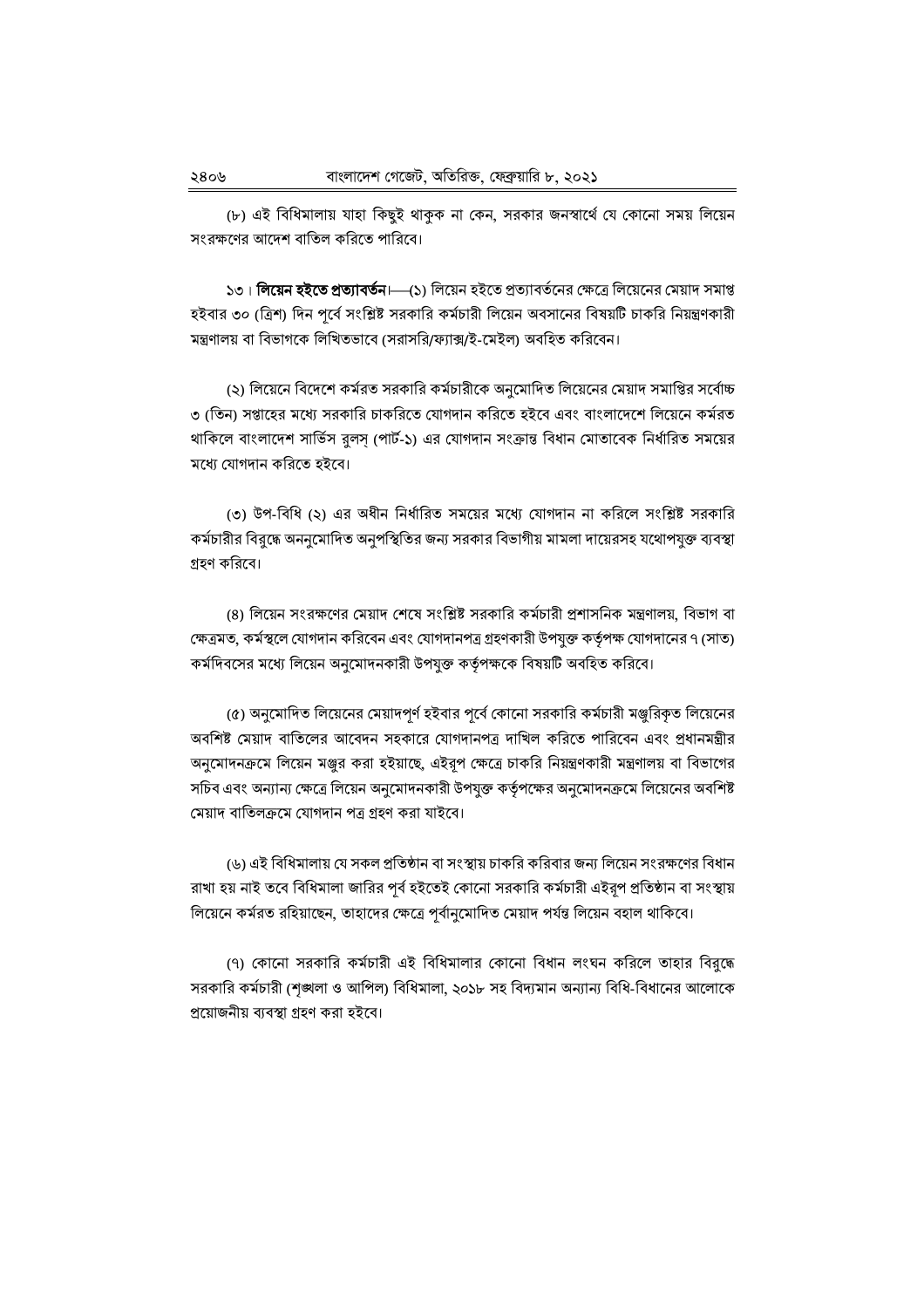(৮) এই বিধিমালায় যাহা কিছুই থাকুক না কেন, সরকার জনস্বার্থে যে কোনো সময় লিয়েন সংরক্ষণের আদেশ বাতিল করিতে পারিবে।

১৩। **লিয়েন হইতে প্রত্যাবর্তন।**—(১) লিয়েন হইতে প্রত্যাবর্তনের ক্ষেত্রে লিয়েনের মেয়াদ সমাপ্ত হইবার ৩০ (ত্রিশ) দিন পূর্বে সংশ্লিষ্ট সরকারি কর্মচারী লিয়েন অবসানের বিষয়টি চাকরি নিয়ন্ত্রণকারী মন্ত্রণালয় বা বিভাগকে লিখিতভাবে (সরাসরি/ফ্যাক্স/ই-মেইল) অবহিত করিবেন।

(২) লিয়েনে বিদেশে কর্মরত সরকারি কর্মচারীকে অনুমোদিত লিয়েনের মেয়াদ সমাপ্তির সর্বোচ্চ ৩ (তিন) সপ্তাহের মধ্যে সরকারি চাকরিতে যোগদান করিতে হইবে এবং বাংলাদেশে লিয়েনে কর্মরত থাকিলে বাংলাদেশ সার্ভিস রুলস্ (পার্ট-১) এর যোগদান সংক্রান্ত বিধান মোতাবেক নির্ধারিত সময়ের মধ্যে যোগদান করিতে হইবে।

(৩) উপ-বিধি (২) এর অধীন নির্ধারিত সময়ের মধ্যে যোগদান না করিলে সংশ্লিষ্ট সরকারি কর্মচারীর বিরুদ্ধে অননুমোদিত অনুপস্থিতির জন্য সরকার বিভাগীয় মামলা দায়েরসহ যথোপযুক্ত ব্যবস্থা গ্রহণ করিবে।

(৪) লিয়েন সংরক্ষণের মেয়াদ শেষে সংশ্লিষ্ট সরকারি কর্মচারী প্রশাসনিক মন্ত্রণালয়, বিভাগ বা ক্ষেত্রমত, কর্মস্থলে যোগদান করিবেন এবং যোগদানপত্র গ্রহণকারী উপযুক্ত কর্তৃপক্ষ যোগদানের ৭ (সাত) কর্মদিবসের মধ্যে লিয়েন অনুমোদনকারী উপযুক্ত কর্তৃপক্ষকে বিষয়টি অবহিত করিবে।

(৫) অনুমোদিত লিয়েনের মেয়াদপূর্ণ হইবার পূর্বে কোনো সরকারি কর্মচারী মঞ্জুরিকৃত লিয়েনের অবশিষ্ট মেয়াদ বাতিলের আবেদন সহকারে যোগদানপত্র দাখিল করিতে পারিবেন এবং প্রধানমন্ত্রীর অনুমোদনক্রমে লিয়েন মঞ্জুর করা হইয়াছে, এইরূপ ক্ষেত্রে চাকরি নিয়ন্ত্রণকারী মন্ত্রণালয় বা বিভাগের সচিব এবং অন্যান্য ক্ষেত্রে লিয়েন অনুমোদনকারী উপযুক্ত কর্তৃপক্ষের অনুমোদনক্রমে লিয়েনের অবশিষ্ট মেয়াদ বাতিলক্রমে যোগদান পত্র গ্রহণ করা যাইবে।

(৬) এই বিধিমালায় যে সকল প্রতিষ্ঠান বা সংস্থায় চাকরি করিবার জন্য লিয়েন সংরক্ষণের বিধান রাখা হয় নাই তবে বিধিমালা জারির পূর্ব হইতেই কোনো সরকারি কর্মচারী এইরূপ প্রতিষ্ঠান বা সংস্থায় লিয়েনে কর্মরত রহিয়াছেন, তাহাদের ক্ষেত্রে পূর্বানুমোদিত মেয়াদ পর্যন্ত লিয়েন বহাল থাকিবে।

(৭) কোনো সরকারি কর্মচারী এই বিধিমালার কোনো বিধান লংঘন করিলে তাহার বিরুদ্ধে সরকারি কর্মচারী (শৃঙ্খলা ও আপিল) বিধিমালা, ২০১৮ সহ বিদ্যমান অন্যান্য বিধি-বিধানের আলোকে প্রয়োজনীয় ব্যবস্থা গ্রহণ করা হইবে।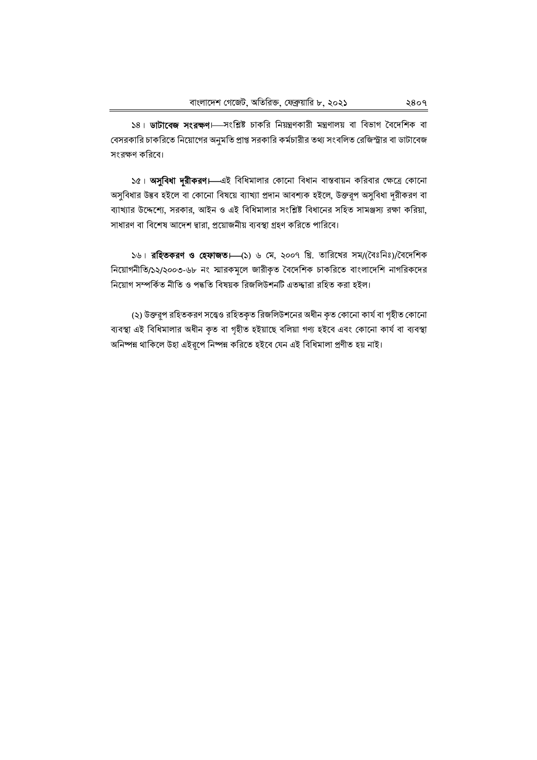১৪। **ডাটাবেজ সংরক্ষণ**।—সংশ্লিষ্ট চাকরি নিয়ন্ত্রণকারী মন্ত্রণালয় বা বিভাগ বৈদেশিক বা বেসরকারি চাকরিতে নিয়োগের অনুমতি প্রাপ্ত সরকারি কর্মচারীর তথ্য সংবলিত রেজিস্ট্রার বা ডাটাবেজ সংরক্ষণ করিবে।

১৫। **অসুবিধা দূরীকরণ**।—এই বিধিমালার কোনো বিধান বাস্তবায়ন করিবার ক্ষেত্রে কোনো অসুবিধার উদ্ভব হইলে বা কোনো বিষয়ে ব্যাখ্যা প্রদান আবশ্যক হইলে, উক্তরূপ অসুবিধা দূরীকরণ বা ব্যাখ্যার উদ্দেশ্যে, সরকার, আইন ও এই বিধিমালার সংশ্লিষ্ট বিধানের সহিত সামঞ্জস্য রক্ষা করিয়া, সাধারণ বা বিশেষ আদেশ দ্বারা, প্রয়োজনীয় ব্যবস্থা গ্রহণ করিতে পারিবে।

১৬। **রহিতকরণ ও হেফাজত**।—(১) ৬ মে, ২০০৭ খ্রি. তারিখের সম/(বৈঃনিঃ)/বৈদেশিক নিয়োগনীতি/১২/২০০৩-৬৮ নং স্মারকমূলে জারীকৃত বৈদেশিক চাকরিতে বাংলাদেশি নাগরিকদের নিয়োগ সম্পর্কিত নীতি ও পদ্ধতি বিষয়ক রিজলিউশনটি এতদ্দ্বারা রহিত করা হইল।

(২) উক্তরূপ রহিতকরণ সত্ত্বেও রহিতকৃত রিজলিউশনের অধীন কৃত কোনো কার্য বা গৃহীত কোনো ব্যবস্থা এই বিধিমালার অধীন কৃত বা গৃহীত হইয়াছে বলিয়া গণ্য হইবে এবং কোনো কার্য বা ব্যবস্থা অনিষ্পন্ন থাকিলে উহা এইরূপে নিষ্পন্ন করিতে হইবে যেন এই বিধিমালা প্রণীত হয় নাই।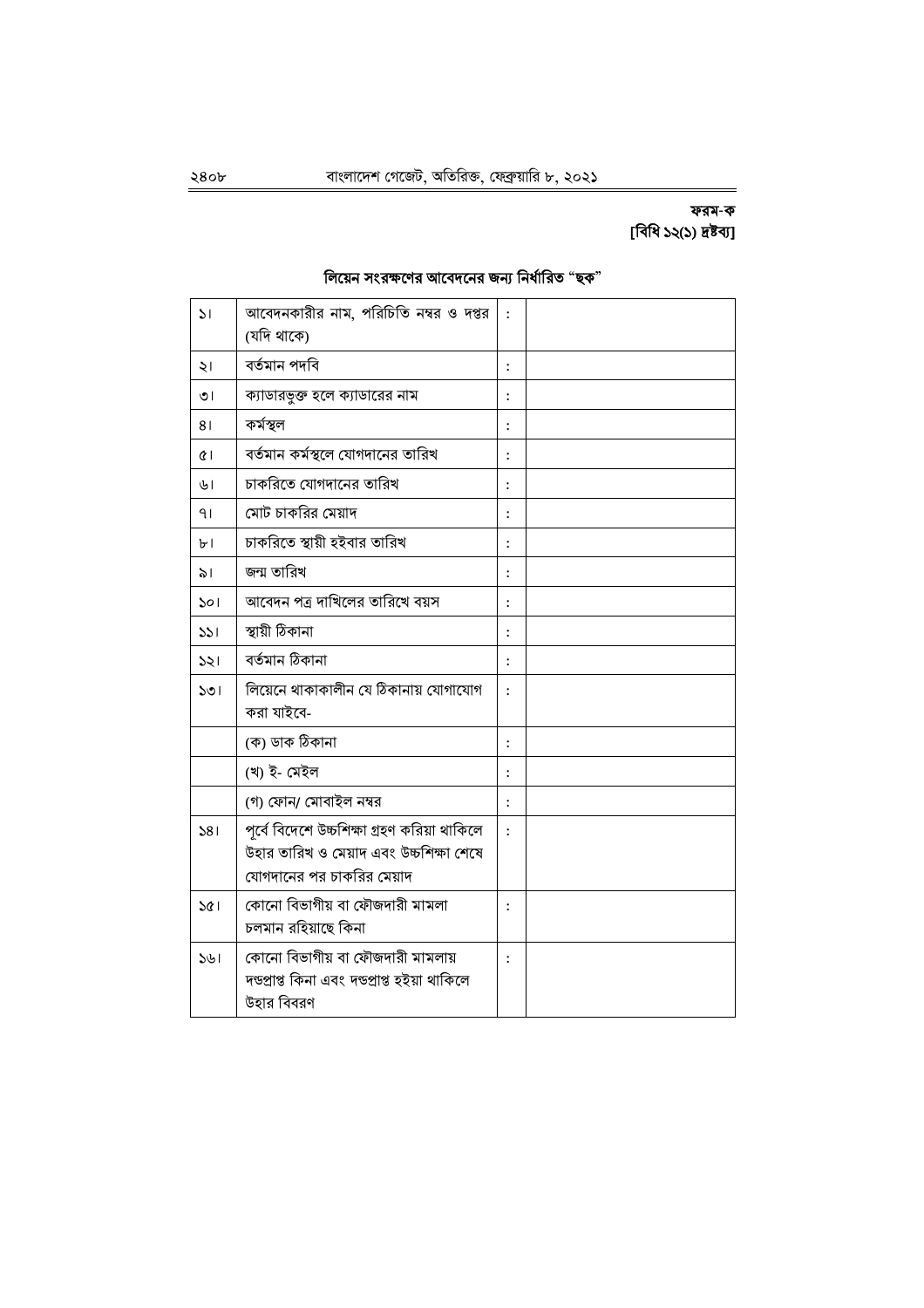**ফরম-ক**
**[বিধি ১২(১) দ্রষ্টব্য]**

## লিয়েন সংরক্ষণের আবেদনের জন্য নির্ধারিত "ছক"

| | | | |
|---|---|---|---|
| ১। | আবেদনকারীর নাম, পরিচিতি নম্বর ও দপ্তর (যদি থাকে) | : | |
| ২। | বর্তমান পদবি | : | |
| ৩। | ক্যাডারভুক্ত হলে ক্যাডারের নাম | : | |
| ৪। | কর্মস্থল | : | |
| ৫। | বর্তমান কর্মস্থলে যোগদানের তারিখ | : | |
| ৬। | চাকরিতে যোগদানের তারিখ | : | |
| ৭। | মোট চাকরির মেয়াদ | : | |
| ৮। | চাকরিতে স্থায়ী হইবার তারিখ | : | |
| ৯। | জন্ম তারিখ | : | |
| ১০। | আবেদন পত্র দাখিলের তারিখে বয়স | : | |
| ১১। | স্থায়ী ঠিকানা | : | |
| ১২। | বর্তমান ঠিকানা | : | |
| ১৩। | লিয়েনে থাকাকালীন যে ঠিকানায় যোগাযোগ করা যাইবে- | : | |
| | (ক) ডাক ঠিকানা | : | |
| | (খ) ই- মেইল | : | |
| | (গ) ফোন/ মোবাইল নম্বর | : | |
| ১৪। | পূর্বে বিদেশে উচ্চশিক্ষা গ্রহণ করিয়া থাকিলে উহার তারিখ ও মেয়াদ এবং উচ্চশিক্ষা শেষে যোগদানের পর চাকরির মেয়াদ | : | |
| ১৫। | কোনো বিভাগীয় বা ফৌজদারী মামলা চলমান রহিয়াছে কিনা | : | |
| ১৬। | কোনো বিভাগীয় বা ফৌজদারী মামলায় দণ্ডপ্রাপ্ত কিনা এবং দণ্ডপ্রাপ্ত হইয়া থাকিলে উহার বিবরণ | : | |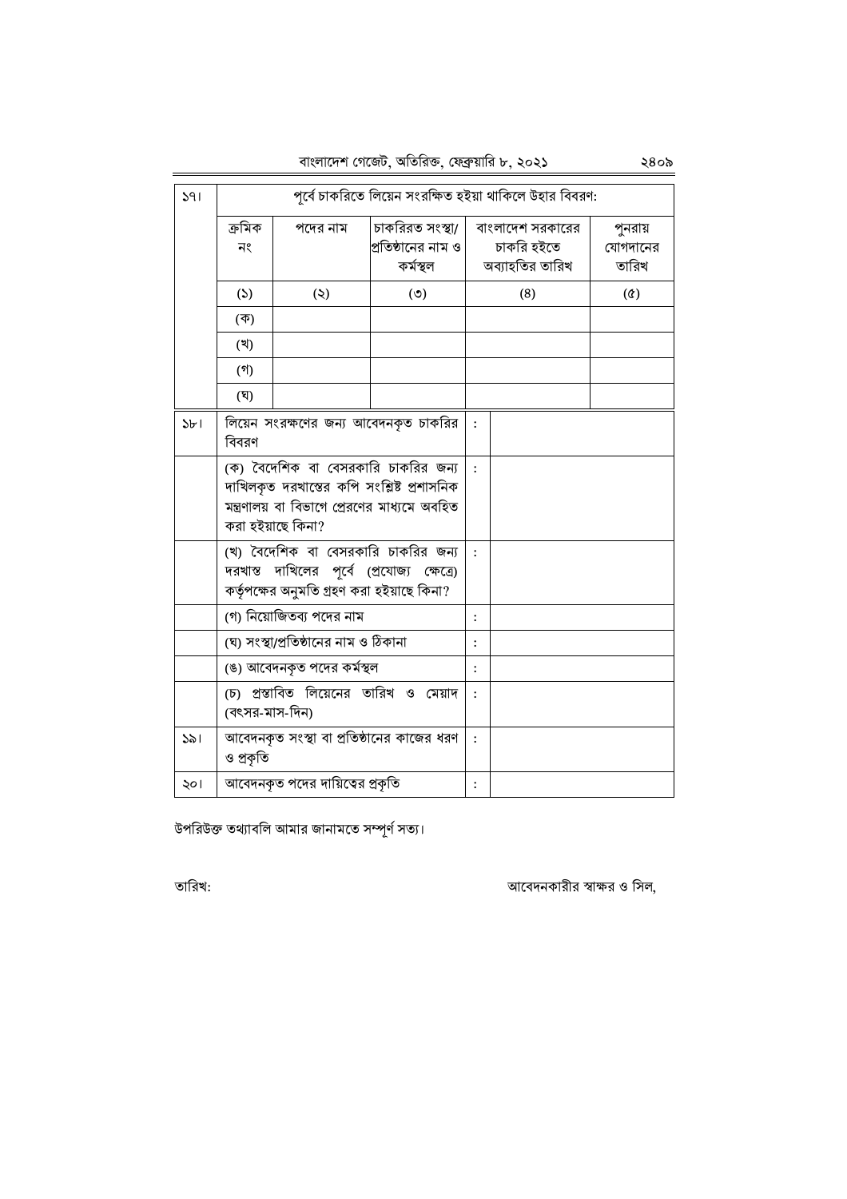| ১৭। | পূর্বে চাকরিতে লিয়েন সংরক্ষিত হইয়া থাকিলে উহার বিবরণ: | | | | |
|---|---|---|---|---|---|
| | ক্রমিক নং | পদের নাম | চাকরিরত সংস্থা/ প্রতিষ্ঠানের নাম ও কর্মস্থল | বাংলাদেশ সরকারের চাকরি হইতে অব্যাহতির তারিখ | পুনরায় যোগদানের তারিখ |
| | (১) | (২) | (৩) | (৪) | (৫) |
| | (ক) | | | | |
| | (খ) | | | | |
| | (গ) | | | | |
| | (ঘ) | | | | |

| | | | |
|---|---|---|---|
| ১৮। | লিয়েন সংরক্ষণের জন্য আবেদনকৃত চাকরির বিবরণ | : | |
| | (ক) বৈদেশিক বা বেসরকারি চাকরির জন্য দাখিলকৃত দরখাস্তের কপি সংশ্লিষ্ট প্রশাসনিক মন্ত্রণালয় বা বিভাগে প্রেরণের মাধ্যমে অবহিত করা হইয়াছে কিনা? | : | |
| | (খ) বৈদেশিক বা বেসরকারি চাকরির জন্য দরখাস্ত দাখিলের পূর্বে (প্রযোজ্য ক্ষেত্রে) কর্তৃপক্ষের অনুমতি গ্রহণ করা হইয়াছে কিনা? | : | |
| | (গ) নিয়োজিতব্য পদের নাম | : | |
| | (ঘ) সংস্থা/প্রতিষ্ঠানের নাম ও ঠিকানা | : | |
| | (ঙ) আবেদনকৃত পদের কর্মস্থল | : | |
| | (চ) প্রস্তাবিত লিয়েনের তারিখ ও মেয়াদ (বৎসর-মাস-দিন) | : | |
| ১৯। | আবেদনকৃত সংস্থা বা প্রতিষ্ঠানের কাজের ধরণ ও প্রকৃতি | : | |
| ২০। | আবেদনকৃত পদের দায়িত্বের প্রকৃতি | : | |

উপরিউক্ত তথ্যাবলি আমার জানামতে সম্পূর্ণ সত্য।

তারিখ:

আবেদনকারীর স্বাক্ষর ও সিল,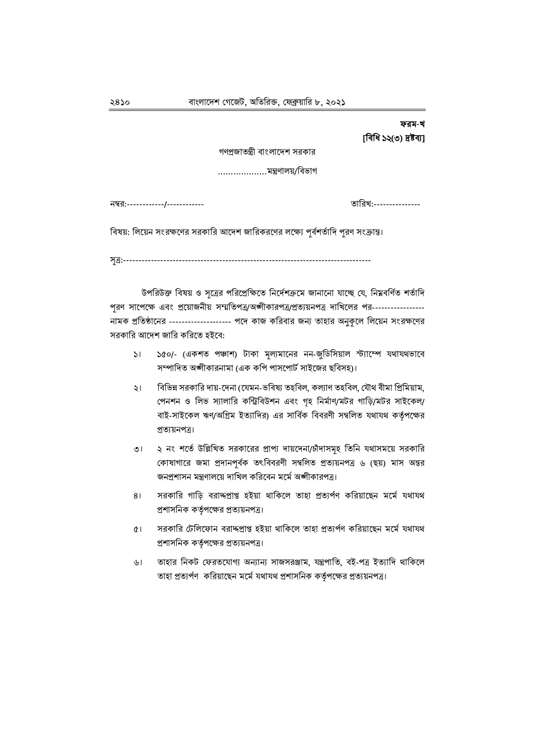**ফরম-খ**
**[বিধি ১২(৩) দ্রষ্টব্য]**

গণপ্রজাতন্ত্রী বাংলাদেশ সরকার

………………মন্ত্রণালয়/বিভাগ

নম্বর:------------/------------ তারিখ:---------------

বিষয়: লিয়েন সংরক্ষণের সরকারি আদেশ জারিকরণের লক্ষ্যে পূর্বশর্তাদি পূরণ সংক্রান্ত।

সূত্র:--------------------------------------------------------------------------------

উপরিউক্ত বিষয় ও সূত্রের পরিপ্রেক্ষিতে নির্দেশক্রমে জানানো যাচ্ছে যে, নিম্নবর্ণিত শর্তাদি পূরণ সাপেক্ষে এবং প্রয়োজনীয় সম্মতিপত্র/অঙ্গীকারপত্র/প্রত্যয়নপত্র দাখিলের পর----------------- নামক প্রতিষ্ঠানের -------------------- পদে কাজ করিবার জন্য তাহার অনুকূলে লিয়েন সংরক্ষণের সরকারি আদেশ জারি করিতে হইবে:

১। ১৫০/- (একশত পঞ্চাশ) টাকা মূল্যমানের নন-জুডিসিয়াল স্ট্যাম্পে যথাযথভাবে সম্পাদিত অঙ্গীকারনামা (এক কপি পাসপোর্ট সাইজের ছবিসহ)।

২। বিভিন্ন সরকারি দায়-দেনা (যেমন-ভবিষ্য তহবিল, কল্যাণ তহবিল, যৌথ বীমা প্রিমিয়াম, পেনশন ও লিভ স্যালারি কন্ট্রিবিউশন এবং গৃহ নির্মাণ/মটর গাড়ি/মটর সাইকেল/বাই-সাইকেল ঋণ/অগ্রিম ইত্যাদির) এর সার্বিক বিবরণী সম্বলিত যথাযথ কর্তৃপক্ষের প্রত্যয়নপত্র।

৩। ২ নং শর্তে উল্লিখিত সরকারের প্রাপ্য দায়দেনা/চাঁদাসমূহ তিনি যথাসময়ে সরকারি কোষাগারে জমা প্রদানপূর্বক তৎবিবরণী সম্বলিত প্রত্যয়নপত্র ৬ (ছয়) মাস অন্তর জনপ্রশাসন মন্ত্রণালয়ে দাখিল করিবেন মর্মে অঙ্গীকারপত্র।

৪। সরকারি গাড়ি বরাদ্দপ্রাপ্ত হইয়া থাকিলে তাহা প্রত্যর্পণ করিয়াছেন মর্মে যথাযথ প্রশাসনিক কর্তৃপক্ষের প্রত্যয়নপত্র।

৫। সরকারি টেলিফোন বরাদ্দপ্রাপ্ত হইয়া থাকিলে তাহা প্রত্যর্পণ করিয়াছেন মর্মে যথাযথ প্রশাসনিক কর্তৃপক্ষের প্রত্যয়নপত্র।

৬। তাহার নিকট ফেরতযোগ্য অন্যান্য সাজসরঞ্জাম, যন্ত্রপাতি, বই-পত্র ইত্যাদি থাকিলে তাহা প্রত্যর্পণ করিয়াছেন মর্মে যথাযথ প্রশাসনিক কর্তৃপক্ষের প্রত্যয়নপত্র।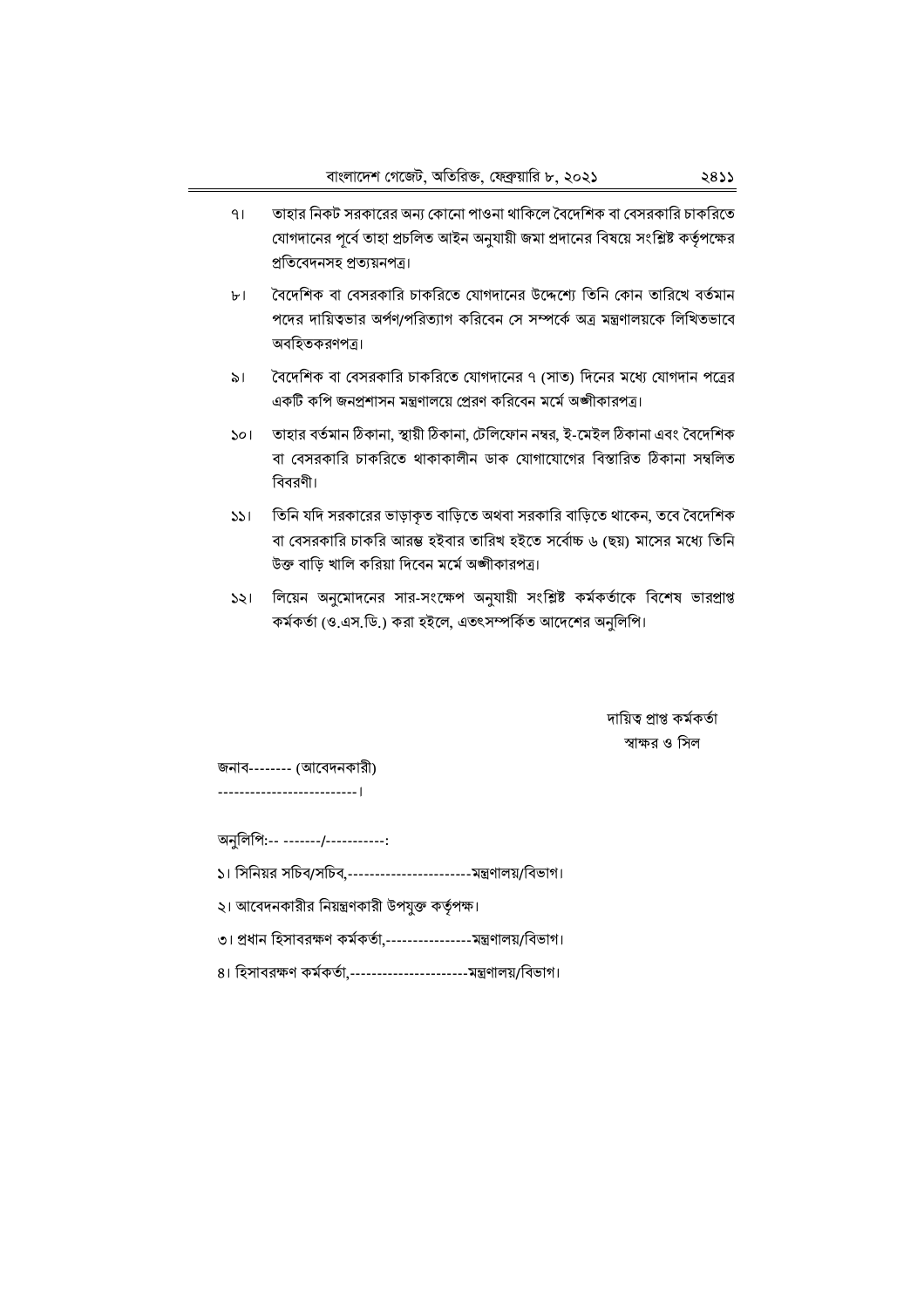৭। তাহার নিকট সরকারের অন্য কোনো পাওনা থাকিলে বৈদেশিক বা বেসরকারি চাকরিতে যোগদানের পূর্বে তাহা প্রচলিত আইন অনুযায়ী জমা প্রদানের বিষয়ে সংশ্লিষ্ট কর্তৃপক্ষের প্রতিবেদনসহ প্রত্যয়নপত্র।

৮। বৈদেশিক বা বেসরকারি চাকরিতে যোগদানের উদ্দেশ্যে তিনি কোন তারিখে বর্তমান পদের দায়িত্বভার অর্পণ/পরিত্যাগ করিবেন সে সম্পর্কে অত্র মন্ত্রণালয়কে লিখিতভাবে অবহিতকরণপত্র।

৯। বৈদেশিক বা বেসরকারি চাকরিতে যোগদানের ৭ (সাত) দিনের মধ্যে যোগদান পত্রের একটি কপি জনপ্রশাসন মন্ত্রণালয়ে প্রেরণ করিবেন মর্মে অঙ্গীকারপত্র।

১০। তাহার বর্তমান ঠিকানা, স্থায়ী ঠিকানা, টেলিফোন নম্বর, ই-মেইল ঠিকানা এবং বৈদেশিক বা বেসরকারি চাকরিতে থাকাকালীন ডাক যোগাযোগের বিস্তারিত ঠিকানা সম্বলিত বিবরণী।

১১। তিনি যদি সরকারের ভাড়াকৃত বাড়িতে অথবা সরকারি বাড়িতে থাকেন, তবে বৈদেশিক বা বেসরকারি চাকরি আরম্ভ হইবার তারিখ হইতে সর্বোচ্চ ৬ (ছয়) মাসের মধ্যে তিনি উক্ত বাড়ি খালি করিয়া দিবেন মর্মে অঙ্গীকারপত্র।

১২। লিয়েন অনুমোদনের সার-সংক্ষেপ অনুযায়ী সংশ্লিষ্ট কর্মকর্তাকে বিশেষ ভারপ্রাপ্ত কর্মকর্তা (ও.এস.ডি.) করা হইলে, এতৎসম্পর্কিত আদেশের অনুলিপি।

দায়িত্ব প্রাপ্ত কর্মকর্তা
স্বাক্ষর ও সিল

জনাব-------- (আবেদনকারী)
--------------------------।

অনুলিপি:-- -------/-----------:

১। সিনিয়র সচিব/সচিব,-----------------------মন্ত্রণালয়/বিভাগ।

২। আবেদনকারীর নিয়ন্ত্রণকারী উপযুক্ত কর্তৃপক্ষ।

৩। প্রধান হিসাবরক্ষণ কর্মকর্তা,----------------মন্ত্রণালয়/বিভাগ।

৪। হিসাবরক্ষণ কর্মকর্তা,----------------------মন্ত্রণালয়/বিভাগ।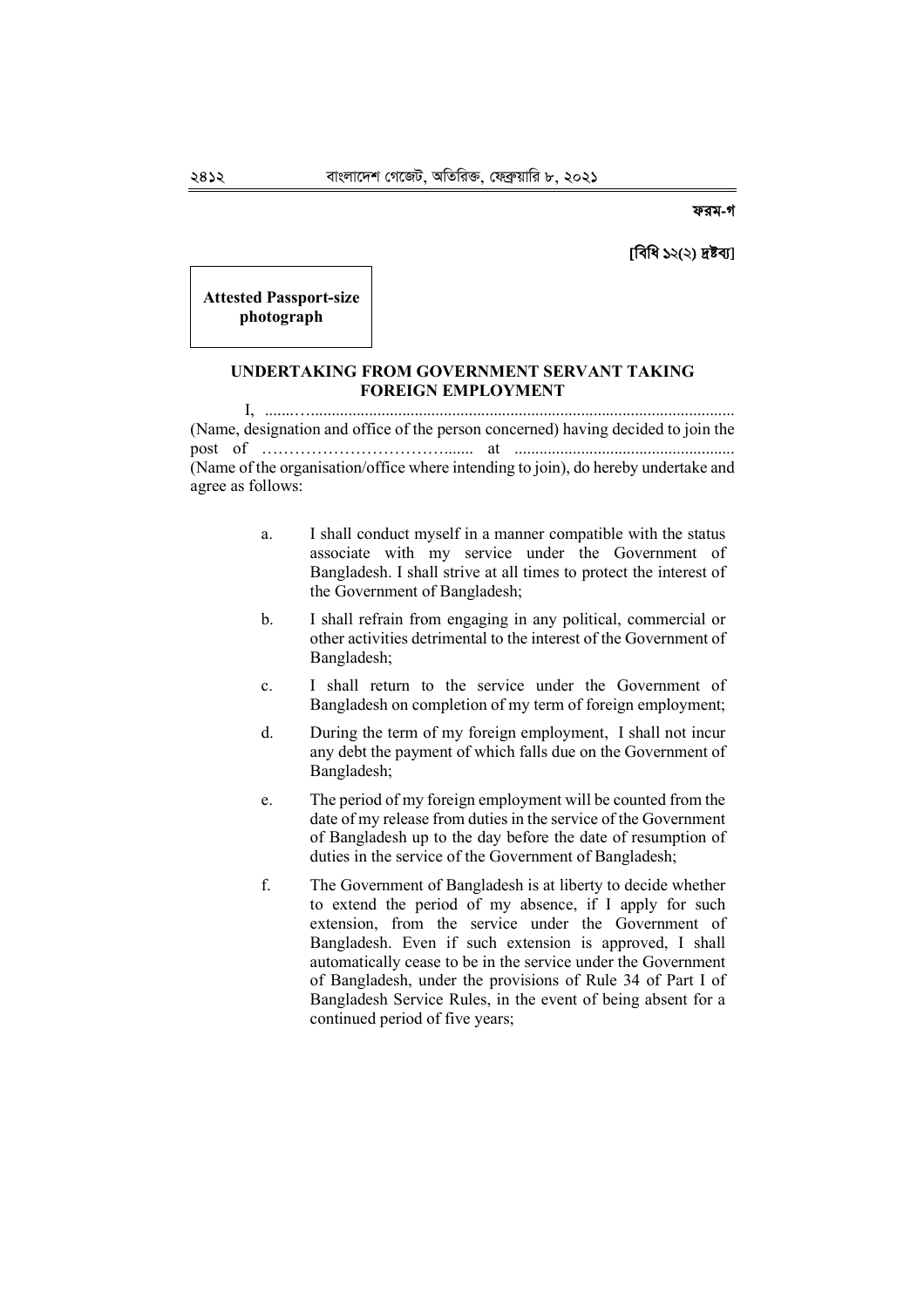**ফরম-গ**

**[বিধি ১২(২) দ্রষ্টব্য]**

**Attested Passport-size photograph**

### UNDERTAKING FROM GOVERNMENT SERVANT TAKING FOREIGN EMPLOYMENT

I, ............................................................................................................... (Name, designation and office of the person concerned) having decided to join the post of ………………………………....... at ...................................................... (Name of the organisation/office where intending to join), do hereby undertake and agree as follows:

a. I shall conduct myself in a manner compatible with the status associate with my service under the Government of Bangladesh. I shall strive at all times to protect the interest of the Government of Bangladesh;

b. I shall refrain from engaging in any political, commercial or other activities detrimental to the interest of the Government of Bangladesh;

c. I shall return to the service under the Government of Bangladesh on completion of my term of foreign employment;

d. During the term of my foreign employment, I shall not incur any debt the payment of which falls due on the Government of Bangladesh;

e. The period of my foreign employment will be counted from the date of my release from duties in the service of the Government of Bangladesh up to the day before the date of resumption of duties in the service of the Government of Bangladesh;

f. The Government of Bangladesh is at liberty to decide whether to extend the period of my absence, if I apply for such extension, from the service under the Government of Bangladesh. Even if such extension is approved, I shall automatically cease to be in the service under the Government of Bangladesh, under the provisions of Rule 34 of Part I of Bangladesh Service Rules, in the event of being absent for a continued period of five years;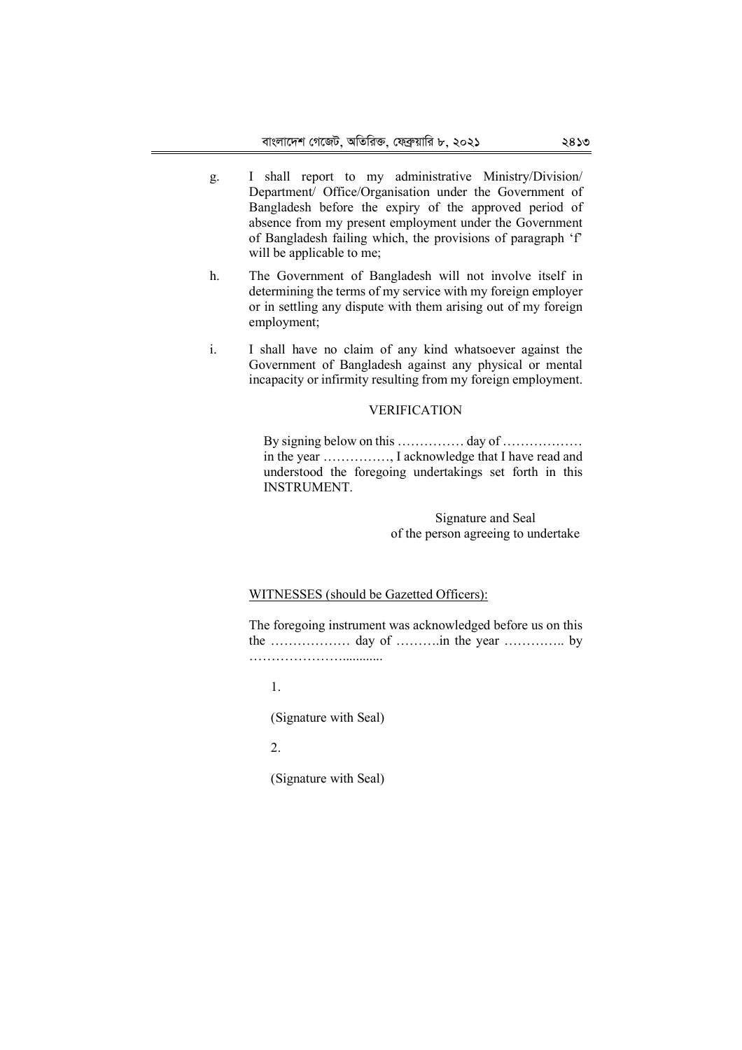g. I shall report to my administrative Ministry/Division/ Department/ Office/Organisation under the Government of Bangladesh before the expiry of the approved period of absence from my present employment under the Government of Bangladesh failing which, the provisions of paragraph 'f' will be applicable to me;

h. The Government of Bangladesh will not involve itself in determining the terms of my service with my foreign employer or in settling any dispute with them arising out of my foreign employment;

i. I shall have no claim of any kind whatsoever against the Government of Bangladesh against any physical or mental incapacity or infirmity resulting from my foreign employment.

VERIFICATION

By signing below on this …………… day of ……………… in the year ……………, I acknowledge that I have read and understood the foregoing undertakings set forth in this INSTRUMENT.

Signature and Seal
of the person agreeing to undertake

WITNESSES (should be Gazetted Officers):

The foregoing instrument was acknowledged before us on this the ……………… day of ……….in the year ………….. by …………………...........

1.

(Signature with Seal)

2.

(Signature with Seal)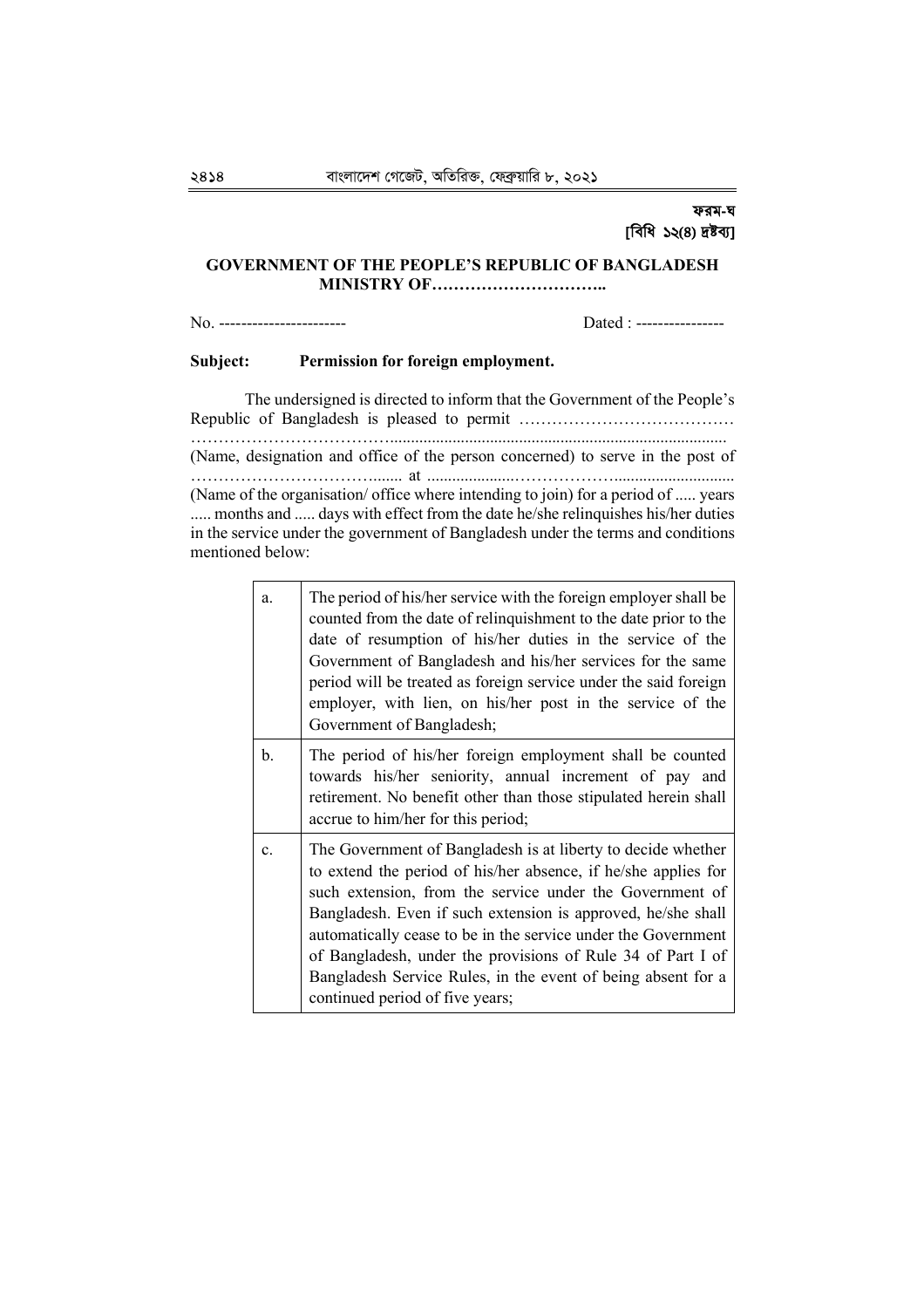**ফরম-ঘ**
**[বিধি ১২(৪) দ্রষ্টব্য]**

**GOVERNMENT OF THE PEOPLE'S REPUBLIC OF BANGLADESH**
**MINISTRY OF…………………………..**

No. ---------------------- Dated : ----------------

**Subject: Permission for foreign employment.**

The undersigned is directed to inform that the Government of the People's Republic of Bangladesh is pleased to permit ………………………………… ……………………………................................................................................ (Name, designation and office of the person concerned) to serve in the post of ……………………………....... at .....................……………….............................. (Name of the organisation/ office where intending to join) for a period of ..... years ..... months and ..... days with effect from the date he/she relinquishes his/her duties in the service under the government of Bangladesh under the terms and conditions mentioned below:

| | |
|---|---|
| a. | The period of his/her service with the foreign employer shall be counted from the date of relinquishment to the date prior to the date of resumption of his/her duties in the service of the Government of Bangladesh and his/her services for the same period will be treated as foreign service under the said foreign employer, with lien, on his/her post in the service of the Government of Bangladesh; |
| b. | The period of his/her foreign employment shall be counted towards his/her seniority, annual increment of pay and retirement. No benefit other than those stipulated herein shall accrue to him/her for this period; |
| c. | The Government of Bangladesh is at liberty to decide whether to extend the period of his/her absence, if he/she applies for such extension, from the service under the Government of Bangladesh. Even if such extension is approved, he/she shall automatically cease to be in the service under the Government of Bangladesh, under the provisions of Rule 34 of Part I of Bangladesh Service Rules, in the event of being absent for a continued period of five years; |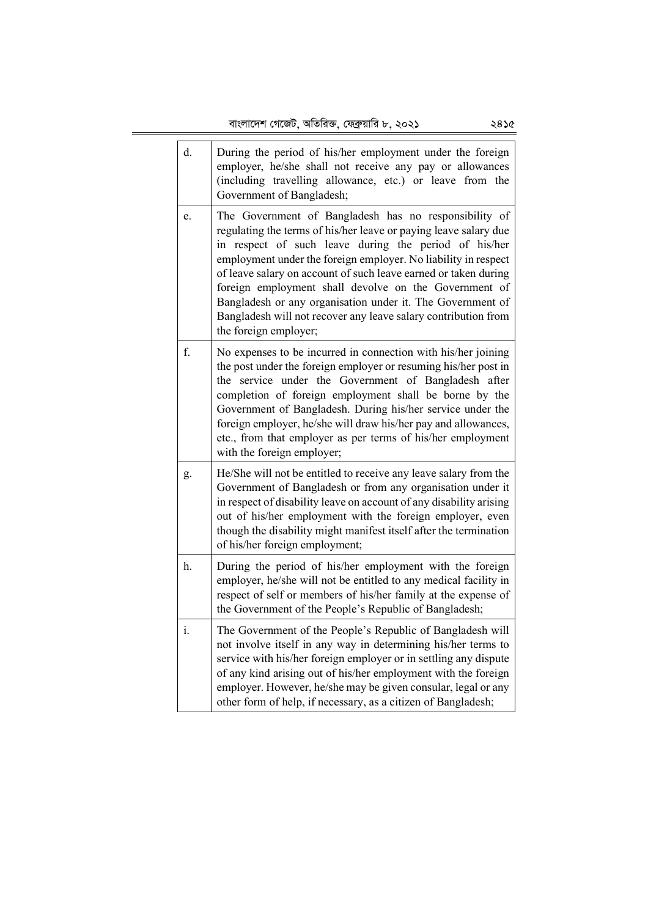| | |
|---|---|
| d. | During the period of his/her employment under the foreign employer, he/she shall not receive any pay or allowances (including travelling allowance, etc.) or leave from the Government of Bangladesh; |
| e. | The Government of Bangladesh has no responsibility of regulating the terms of his/her leave or paying leave salary due in respect of such leave during the period of his/her employment under the foreign employer. No liability in respect of leave salary on account of such leave earned or taken during foreign employment shall devolve on the Government of Bangladesh or any organisation under it. The Government of Bangladesh will not recover any leave salary contribution from the foreign employer; |
| f. | No expenses to be incurred in connection with his/her joining the post under the foreign employer or resuming his/her post in the service under the Government of Bangladesh after completion of foreign employment shall be borne by the Government of Bangladesh. During his/her service under the foreign employer, he/she will draw his/her pay and allowances, etc., from that employer as per terms of his/her employment with the foreign employer; |
| g. | He/She will not be entitled to receive any leave salary from the Government of Bangladesh or from any organisation under it in respect of disability leave on account of any disability arising out of his/her employment with the foreign employer, even though the disability might manifest itself after the termination of his/her foreign employment; |
| h. | During the period of his/her employment with the foreign employer, he/she will not be entitled to any medical facility in respect of self or members of his/her family at the expense of the Government of the People's Republic of Bangladesh; |
| i. | The Government of the People's Republic of Bangladesh will not involve itself in any way in determining his/her terms to service with his/her foreign employer or in settling any dispute of any kind arising out of his/her employment with the foreign employer. However, he/she may be given consular, legal or any other form of help, if necessary, as a citizen of Bangladesh; |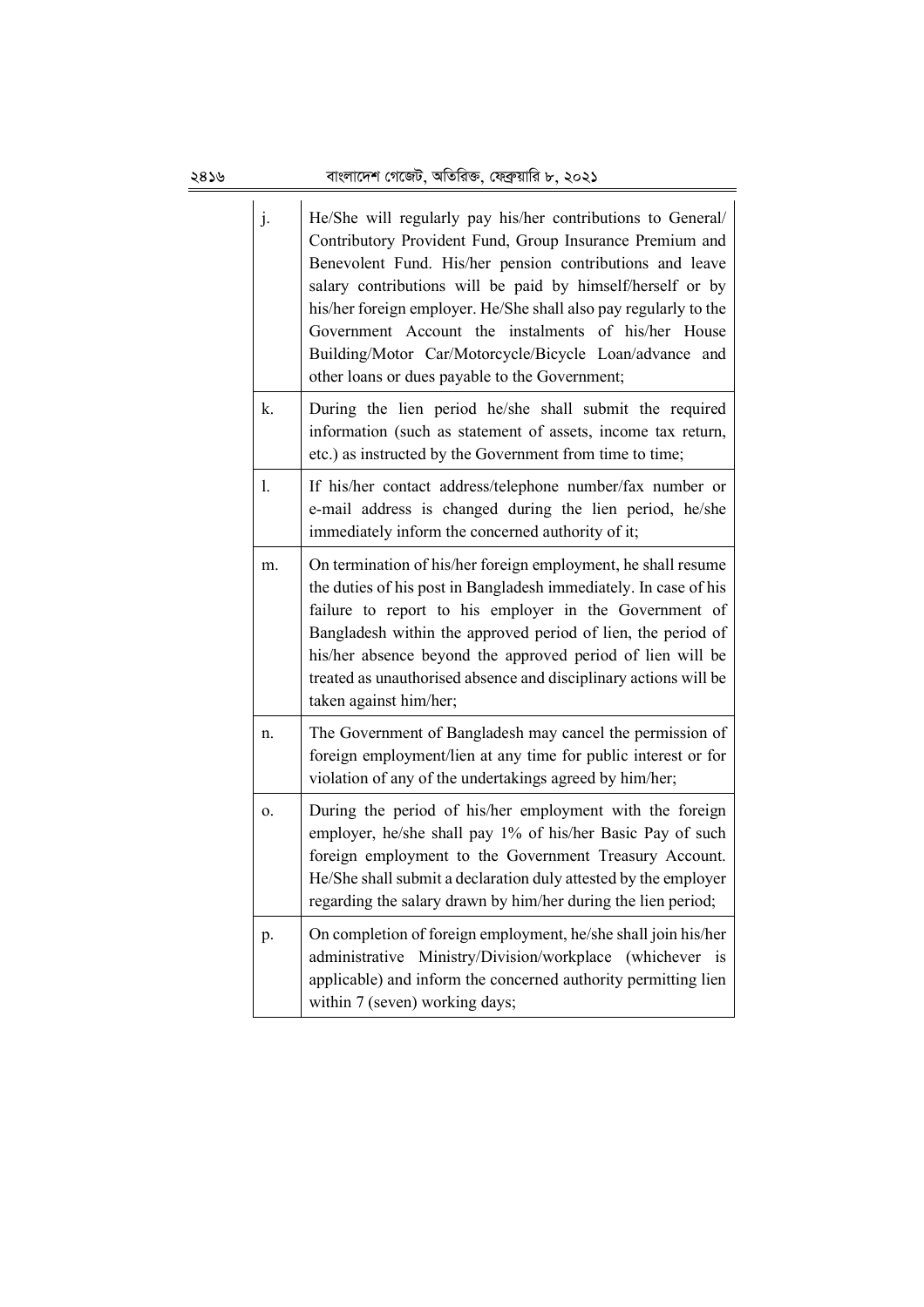| | |
|---|---|
| j. | He/She will regularly pay his/her contributions to General/ Contributory Provident Fund, Group Insurance Premium and Benevolent Fund. His/her pension contributions and leave salary contributions will be paid by himself/herself or by his/her foreign employer. He/She shall also pay regularly to the Government Account the instalments of his/her House Building/Motor Car/Motorcycle/Bicycle Loan/advance and other loans or dues payable to the Government; |
| k. | During the lien period he/she shall submit the required information (such as statement of assets, income tax return, etc.) as instructed by the Government from time to time; |
| l. | If his/her contact address/telephone number/fax number or e-mail address is changed during the lien period, he/she immediately inform the concerned authority of it; |
| m. | On termination of his/her foreign employment, he shall resume the duties of his post in Bangladesh immediately. In case of his failure to report to his employer in the Government of Bangladesh within the approved period of lien, the period of his/her absence beyond the approved period of lien will be treated as unauthorised absence and disciplinary actions will be taken against him/her; |
| n. | The Government of Bangladesh may cancel the permission of foreign employment/lien at any time for public interest or for violation of any of the undertakings agreed by him/her; |
| o. | During the period of his/her employment with the foreign employer, he/she shall pay 1% of his/her Basic Pay of such foreign employment to the Government Treasury Account. He/She shall submit a declaration duly attested by the employer regarding the salary drawn by him/her during the lien period; |
| p. | On completion of foreign employment, he/she shall join his/her administrative Ministry/Division/workplace (whichever is applicable) and inform the concerned authority permitting lien within 7 (seven) working days; |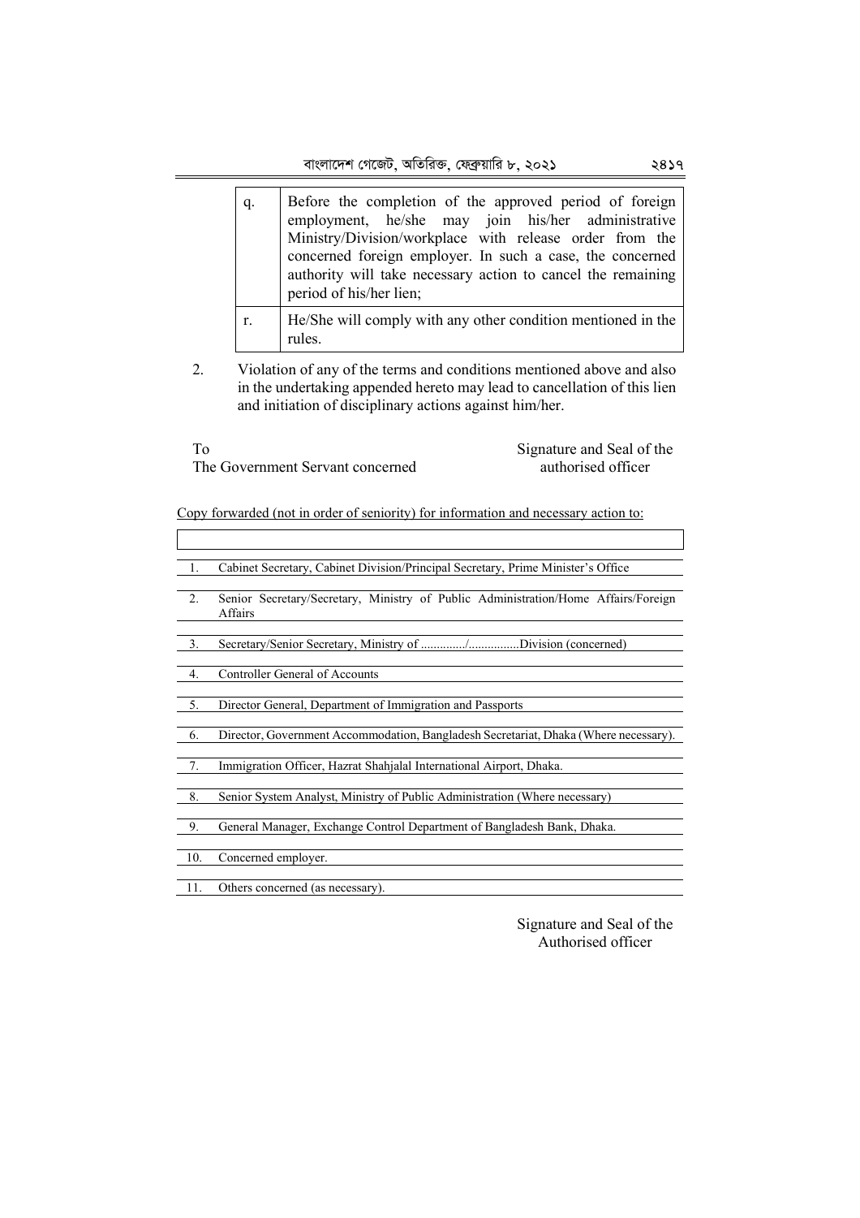| | |
|---|---|
| q. | Before the completion of the approved period of foreign employment, he/she may join his/her administrative Ministry/Division/workplace with release order from the concerned foreign employer. In such a case, the concerned authority will take necessary action to cancel the remaining period of his/her lien; |
| r. | He/She will comply with any other condition mentioned in the rules. |

2. Violation of any of the terms and conditions mentioned above and also in the undertaking appended hereto may lead to cancellation of this lien and initiation of disciplinary actions against him/her.

To
The Government Servant concerned

Signature and Seal of the
authorised officer

Copy forwarded (not in order of seniority) for information and necessary action to:

| | |
|---|---|
| 1. | Cabinet Secretary, Cabinet Division/Principal Secretary, Prime Minister's Office |
| 2. | Senior Secretary/Secretary, Ministry of Public Administration/Home Affairs/Foreign Affairs |
| 3. | Secretary/Senior Secretary, Ministry of ............../................Division (concerned) |
| 4. | Controller General of Accounts |
| 5. | Director General, Department of Immigration and Passports |
| 6. | Director, Government Accommodation, Bangladesh Secretariat, Dhaka (Where necessary). |
| 7. | Immigration Officer, Hazrat Shahjalal International Airport, Dhaka. |
| 8. | Senior System Analyst, Ministry of Public Administration (Where necessary) |
| 9. | General Manager, Exchange Control Department of Bangladesh Bank, Dhaka. |
| 10. | Concerned employer. |
| 11. | Others concerned (as necessary). |

Signature and Seal of the
Authorised officer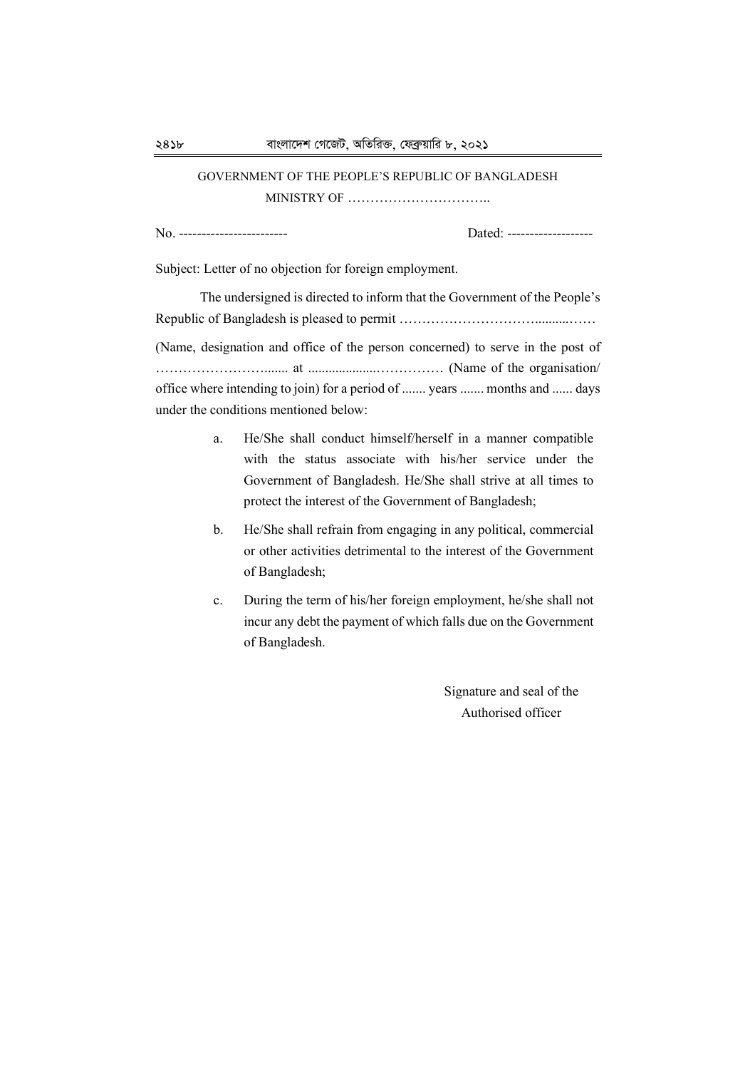GOVERNMENT OF THE PEOPLE'S REPUBLIC OF BANGLADESH

MINISTRY OF …………………………..

No. ----------------------- Dated: ------------------

Subject: Letter of no objection for foreign employment.

The undersigned is directed to inform that the Government of the People's Republic of Bangladesh is pleased to permit ………………………….........……

(Name, designation and office of the person concerned) to serve in the post of ……………………....... at ....................…………… (Name of the organisation/ office where intending to join) for a period of ....... years ....... months and ...... days under the conditions mentioned below:

a. He/She shall conduct himself/herself in a manner compatible with the status associate with his/her service under the Government of Bangladesh. He/She shall strive at all times to protect the interest of the Government of Bangladesh;

b. He/She shall refrain from engaging in any political, commercial or other activities detrimental to the interest of the Government of Bangladesh;

c. During the term of his/her foreign employment, he/she shall not incur any debt the payment of which falls due on the Government of Bangladesh.

Signature and seal of the
Authorised officer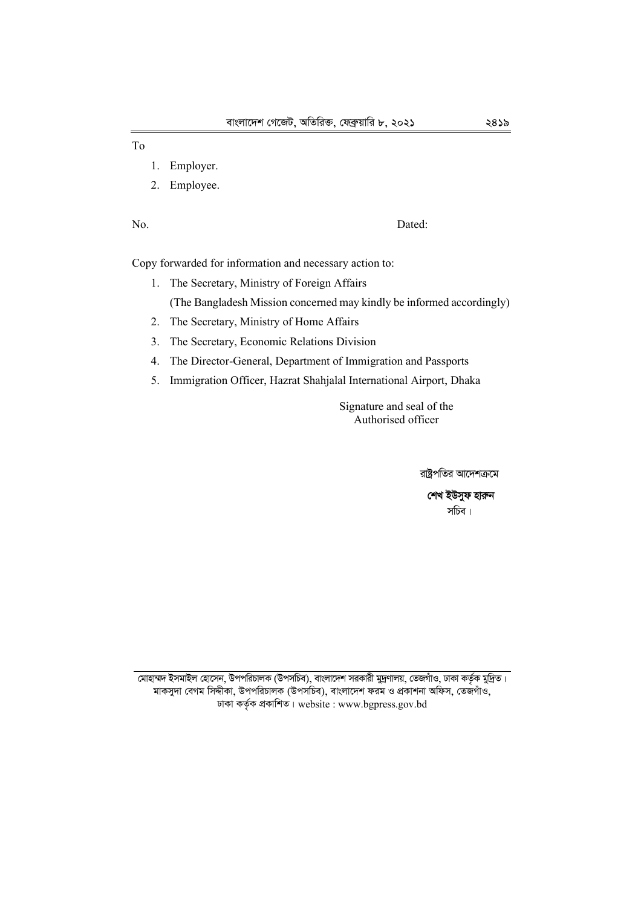To

1. Employer.
2. Employee.

No. Dated:

Copy forwarded for information and necessary action to:

1. The Secretary, Ministry of Foreign Affairs
   (The Bangladesh Mission concerned may kindly be informed accordingly)
2. The Secretary, Ministry of Home Affairs
3. The Secretary, Economic Relations Division
4. The Director-General, Department of Immigration and Passports
5. Immigration Officer, Hazrat Shahjalal International Airport, Dhaka

Signature and seal of the
Authorised officer

রাষ্ট্রপতির আদেশক্রমে

**শেখ ইউসুফ হারুন**
সচিব।

মোহাম্মদ ইসমাইল হোসেন, উপপরিচালক (উপসচিব), বাংলাদেশ সরকারী মুদ্রণালয়, তেজগাঁও, ঢাকা কর্তৃক মুদ্রিত। মাকসুদা বেগম সিদ্দীকা, উপপরিচালক (উপসচিব), বাংলাদেশ ফরম ও প্রকাশনা অফিস, তেজগাঁও, ঢাকা কর্তৃক প্রকাশিত। website : www.bgpress.gov.bd